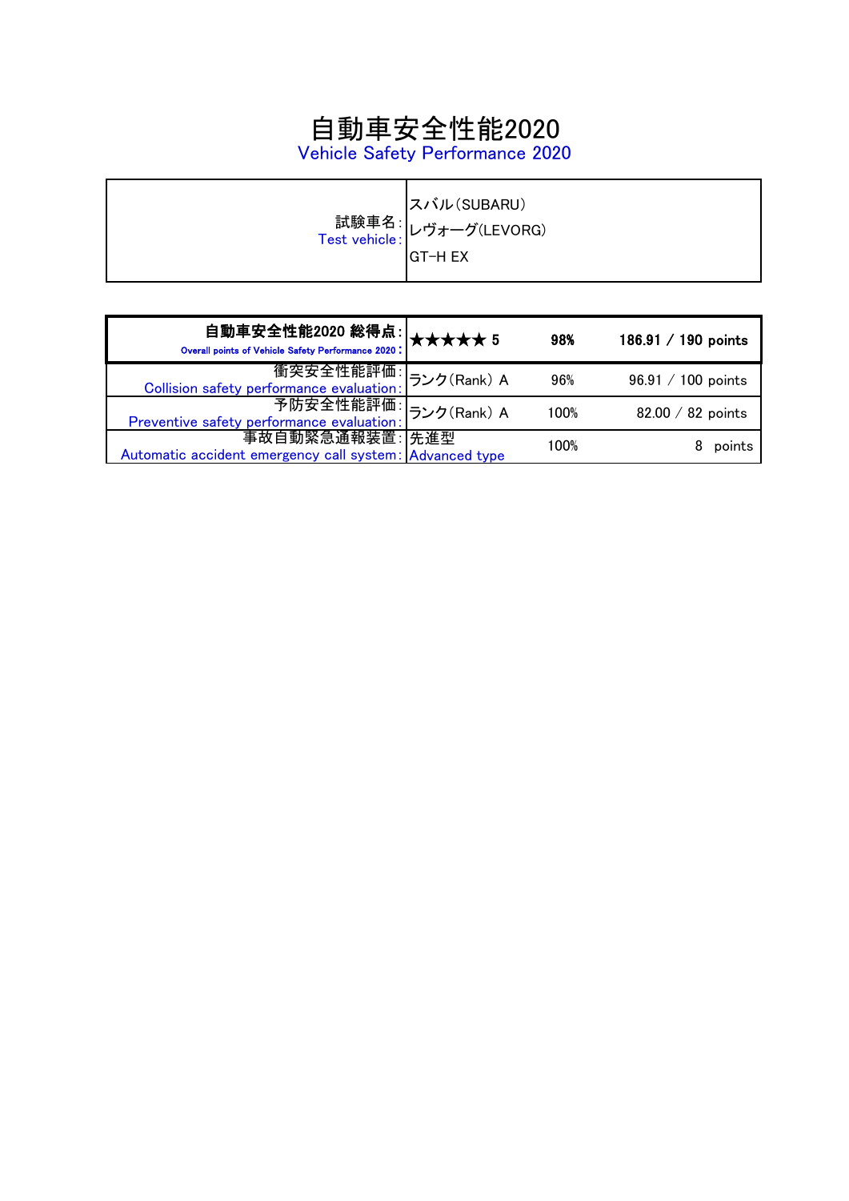# 自動車安全性能2020
## Vehicle Safety Performance 2020

| 試験車名：<br>Test vehicle： | スバル（SUBARU）<br>レヴォーグ(LEVORG)<br>GT-H EX |
|---|---|

| | | | |
|---|---|---|---|
| **自動車安全性能2020 総得点：**<br>**Overall points of Vehicle Safety Performance 2020：** | **★★★★★ 5** | **98%** | **186.91 / 190 points** |
| 衝突安全性能評価：<br>Collision safety performance evaluation： | ランク（Rank） A | 96% | 96.91 / 100 points |
| 予防安全性能評価：<br>Preventive safety performance evaluation： | ランク（Rank） A | 100% | 82.00 / 82 points |
| 事故自動緊急通報装置：<br>Automatic accident emergency call system： | 先進型<br>Advanced type | 100% | 8 points |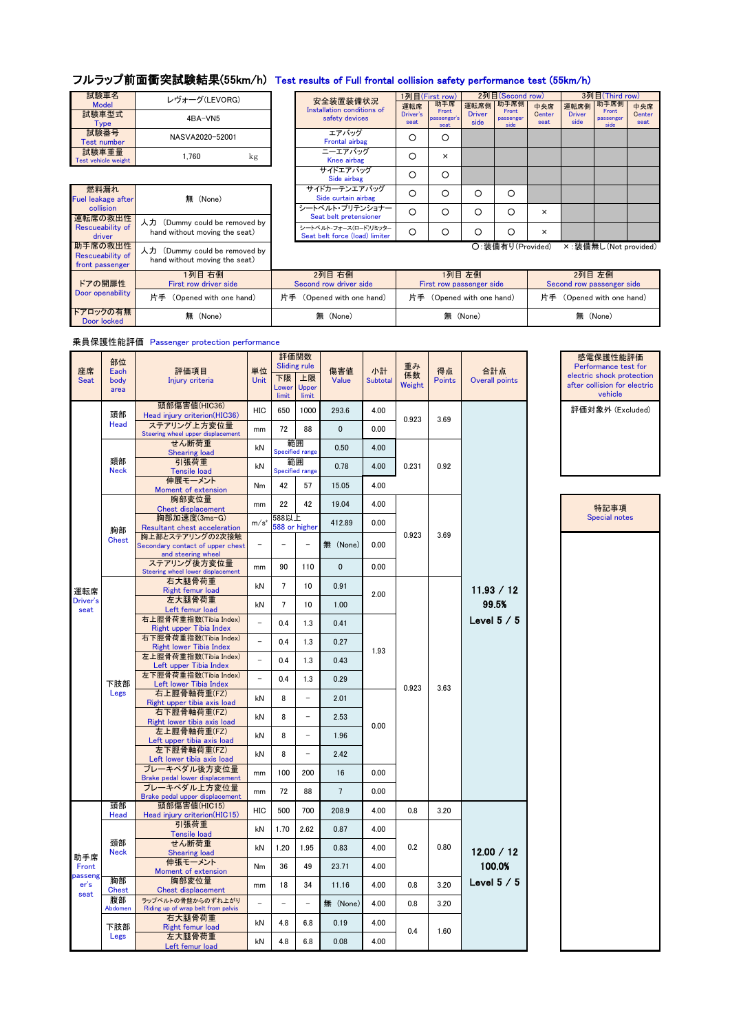# フルラップ前面衝突試験結果(55km/h)　Test results of Full frontal collision safety performance test (55km/h)

| 試験車名 Model | レヴォーグ(LEVORG) |
|---|---|
| 試験車型式 Type | 4BA-VN5 |
| 試験番号 Test number | NASVA2020-52001 |
| 試験車重量 Test vehicle weight | 1,760 kg |

| 安全装置装備状況 Installation conditions of safety devices | 1列目(First row) 運転席 Driver's seat | 1列目(First row) 助手席 Front passenger's seat | 2列目(Second row) 運転席側 Driver side | 2列目(Second row) 助手席側 Front passenger side | 2列目(Second row) 中央席 Center seat | 3列目(Third row) 運転席側 Driver side | 3列目(Third row) 助手席側 Front passenger side | 3列目(Third row) 中央席 Center seat |
|---|---|---|---|---|---|---|---|---|
| エアバッグ Frontal airbag | ○ | ○ | | | | | | |
| ニーエアバッグ Knee airbag | ○ | × | | | | | | |
| サイドエアバッグ Side airbag | ○ | ○ | | | | | | |
| サイドカーテンエアバッグ Side curtain airbag | ○ | ○ | ○ | ○ | | | | |
| シートベルト・プリテンショナー Seat belt pretensioner | ○ | ○ | ○ | ○ | × | | | |
| シートベルト・フォースリミッター Seat belt force (load) limiter | ○ | ○ | ○ | ○ | × | | | |

○:装備有り(Provided)　×:装備無し(Not provided)

| 燃料漏れ Fuel leakage after collision | 無 (None) |
|---|---|
| 運転席の救出性 Rescueability of driver | 人力 (Dummy could be removed by hand without moving the seat) |
| 助手席の救出性 Rescueability of front passenger | 人力 (Dummy could be removed by hand without moving the seat) |

| | 1列目 右側 First row driver side | 2列目 右側 Second row driver side | 1列目 左側 First row passenger side | 2列目 左側 Second row passenger side |
|---|---|---|---|---|
| ドアの開扉性 Door openability | 片手 (Opened with one hand) | 片手 (Opened with one hand) | 片手 (Opened with one hand) | 片手 (Opened with one hand) |
| ドアロックの有無 Door locked | 無 (None) | 無 (None) | 無 (None) | 無 (None) |

## 乗員保護性能評価　Passenger protection performance

| 座席 Seat | 部位 Each body area | 評価項目 Injury criteria | 単位 Unit | 評価関数 Sliding rule 下限 Lower limit | 評価関数 Sliding rule 上限 Upper limit | 傷害値 Value | 小計 Subtotal | 重み係数 Weight | 得点 Points | 合計点 Overall points |
|---|---|---|---|---|---|---|---|---|---|---|
| 運転席 Driver's seat | 頭部 Head | 頭部傷害値(HIC36) Head injury criterion(HIC36) | HIC | 650 | 1000 | 293.6 | 4.00 | 0.923 | 3.69 | 11.93 / 12 99.5% Level 5 / 5 |
| | | ステアリング上方変位量 Steering wheel upper displacement | mm | 72 | 88 | 0 | 0.00 | | | |
| | 頸部 Neck | せん断荷重 Shearing load | kN | 範囲 Specified range | | 0.50 | 4.00 | 0.231 | 0.92 | |
| | | 引張荷重 Tensile load | kN | 範囲 Specified range | | 0.78 | 4.00 | | | |
| | | 伸展モーメント Moment of extension | Nm | 42 | 57 | 15.05 | 4.00 | | | |
| | 胸部 Chest | 胸部変位量 Chest displacement | mm | 22 | 42 | 19.04 | 4.00 | 0.923 | 3.69 | |
| | | 胸部加速度(3ms−G) Resultant chest acceleration | m/s² | 588以上 588 or higher | | 412.89 | 0.00 | | | |
| | | 胸上部とステアリングの2次接触 Secondary contact of upper chest and steering wheel | − | − | − | 無 (None) | 0.00 | | | |
| | | ステアリング後方変位量 Steering wheel lower displacement | mm | 90 | 110 | 0 | 0.00 | | | |
| | 下肢部 Legs | 右大腿骨荷重 Right femur load | kN | 7 | 10 | 0.91 | 2.00 | 0.923 | 3.63 | |
| | | 左大腿骨荷重 Left femur load | kN | 7 | 10 | 1.00 | | | | |
| | | 右上脛骨荷重指数(Tibia Index) Right upper Tibia Index | − | 0.4 | 1.3 | 0.41 | 1.93 | | | |
| | | 右下脛骨荷重指数(Tibia Index) Right lower Tibia Index | − | 0.4 | 1.3 | 0.27 | | | | |
| | | 左上脛骨荷重指数(Tibia Index) Left upper Tibia Index | − | 0.4 | 1.3 | 0.43 | | | | |
| | | 左下脛骨荷重指数(Tibia Index) Left lower Tibia Index | − | 0.4 | 1.3 | 0.29 | | | | |
| | | 右上脛骨軸荷重(FZ) Right upper tibia axis load | kN | 8 | − | 2.01 | 0.00 | | | |
| | | 右下脛骨軸荷重(FZ) Right lower tibia axis load | kN | 8 | − | 2.53 | | | | |
| | | 左上脛骨軸荷重(FZ) Left upper tibia axis load | kN | 8 | − | 1.96 | | | | |
| | | 左下脛骨軸荷重(FZ) Left lower tibia axis load | kN | 8 | − | 2.42 | | | | |
| | | ブレーキペダル後方変位量 Brake pedal lower displacement | mm | 100 | 200 | 16 | 0.00 | | | |
| | | ブレーキペダル上方変位量 Brake pedal upper displacement | mm | 72 | 88 | 7 | 0.00 | | | |
| 助手席 Front passenger's seat | 頭部 Head | 頭部傷害値(HIC15) Head injury criterion(HIC15) | HIC | 500 | 700 | 208.9 | 4.00 | 0.8 | 3.20 | 12.00 / 12 100.0% Level 5 / 5 |
| | 頸部 Neck | 引張荷重 Tensile load | kN | 1.70 | 2.62 | 0.87 | 4.00 | 0.2 | 0.80 | |
| | | せん断荷重 Shearing load | kN | 1.20 | 1.95 | 0.83 | 4.00 | | | |
| | | 伸張モーメント Moment of extension | Nm | 36 | 49 | 23.71 | 4.00 | | | |
| | 胸部 Chest | 胸部変位量 Chest displacement | mm | 18 | 34 | 11.16 | 4.00 | 0.8 | 3.20 | |
| | 腹部 Abdomen | ラップベルトの骨盤からのずれ上がり Riding up of wrap belt from palvis | − | − | − | 無 (None) | 4.00 | 0.8 | 3.20 | |
| | 下肢部 Legs | 右大腿骨荷重 Right femur load | kN | 4.8 | 6.8 | 0.19 | 4.00 | 0.4 | 1.60 | |
| | | 左大腿骨荷重 Left femur load | kN | 4.8 | 6.8 | 0.08 | 4.00 | | | |

| 感電保護性能評価 Performance test for electric shock protection after collision for electric vehicle |
|---|
| 評価対象外 (Excluded) |

| 特記事項 Special notes |
|---|
| |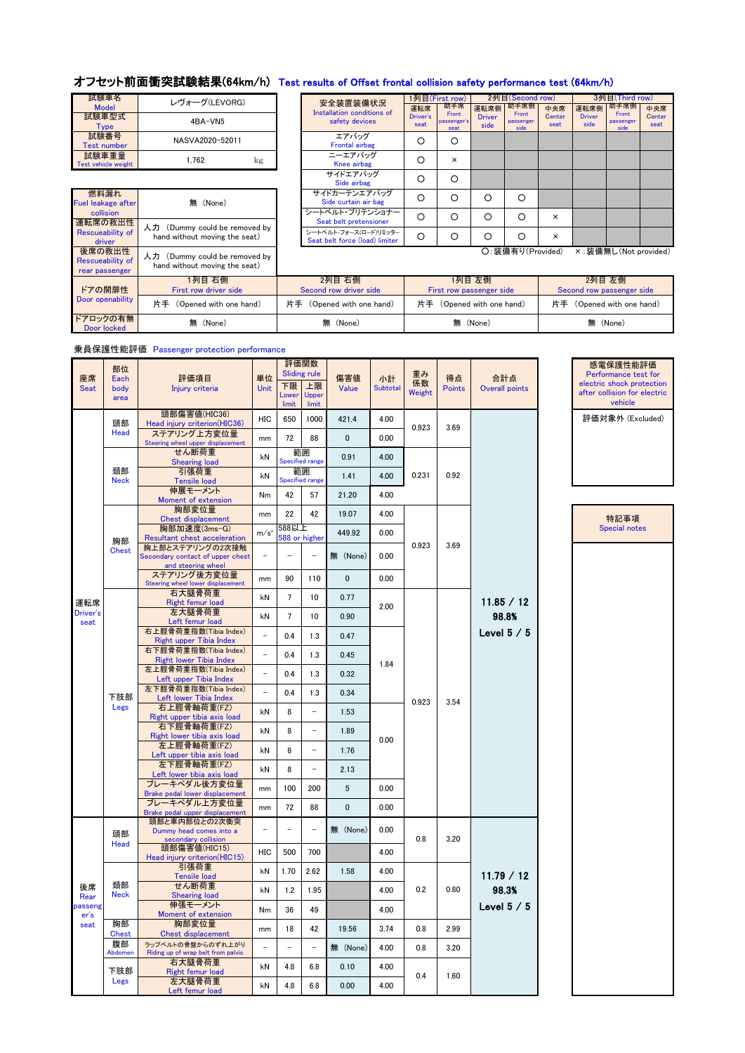# オフセット前面衝突試験結果(64km/h) Test results of Offset frontal collision safety performance test (64km/h)

| 項目 | 内容 |
|---|---|
| 試験車名 Model | レヴォーグ(LEVORG) |
| 試験車型式 Type | 4BA-VN5 |
| 試験番号 Test number | NASVA2020-52011 |
| 試験車重量 Test vehicle weight | 1,762 kg |

| 安全装置装備状況 Installation conditions of safety devices | 1列目(First row) 運転席 Driver's seat | 1列目(First row) 助手席 Front passenger's seat | 2列目(Second row) 運転席側 Driver side | 2列目(Second row) 助手席側 Front passenger side | 2列目(Second row) 中央席 Center seat | 3列目(Third row) 運転席側 Driver side | 3列目(Third row) 助手席側 Front passenger side | 3列目(Third row) 中央席 Center seat |
|---|---|---|---|---|---|---|---|---|
| エアバッグ Frontal airbag | ○ | ○ | | | | | | |
| ニーエアバッグ Knee airbag | ○ | × | | | | | | |
| サイドエアバッグ Side airbag | ○ | ○ | | | | | | |
| サイドカーテンエアバッグ Side curtain air bag | ○ | ○ | ○ | ○ | | | | |
| シートベルト・プリテンショナー Seat belt pretensioner | ○ | ○ | ○ | ○ | × | | | |
| シートベルト・フォースリミッター Seat belt force (load) limiter | ○ | ○ | ○ | ○ | × | | | |

○:装備有り(Provided)　×:装備無し(Not provided)

| 項目 | 内容 |
|---|---|
| 燃料漏れ Fuel leakage after collision | 無 (None) |
| 運転席の救出性 Rescueability of driver | 人力 (Dummy could be removed by hand without moving the seat) |
| 後席の救出性 Rescueability of rear passenger | 人力 (Dummy could be removed by hand without moving the seat) |

| | 1列目 右側 First row driver side | 2列目 右側 Second row driver side | 1列目 左側 First row passenger side | 2列目 左側 Second row passenger side |
|---|---|---|---|---|
| ドアの開扉性 Door openability | 片手 (Opened with one hand) | 片手 (Opened with one hand) | 片手 (Opened with one hand) | 片手 (Opened with one hand) |
| ドアロックの有無 Door locked | 無 (None) | 無 (None) | 無 (None) | 無 (None) |

## 乗員保護性能評価 Passenger protection performance

| 座席 Seat | 部位 Each body area | 評価項目 Injury criteria | 単位 Unit | 評価関数 Sliding rule 下限 Lower limit | 評価関数 Sliding rule 上限 Upper limit | 傷害値 Value | 小計 Subtotal | 重み係数 Weight | 得点 Points | 合計点 Overall points |
|---|---|---|---|---|---|---|---|---|---|---|
| 運転席 Driver's seat | 頭部 Head | 頭部傷害値(HIC36) Head injury criterion(HIC36) | HIC | 650 | 1000 | 421.4 | 4.00 | 0.923 | 3.69 | 11.85 / 12 98.8% Level 5 / 5 |
| | | ステアリング上方変位量 Steering wheel upper displacement | mm | 72 | 88 | 0 | 0.00 | | | |
| | 頸部 Neck | せん断荷重 Shearing load | kN | 範囲 Specified range | | 0.91 | 4.00 | 0.231 | 0.92 | |
| | | 引張荷重 Tensile load | kN | 範囲 Specified range | | 1.41 | 4.00 | | | |
| | | 伸展モーメント Moment of extension | Nm | 42 | 57 | 21.20 | 4.00 | | | |
| | 胸部 Chest | 胸部変位量 Chest displacement | mm | 22 | 42 | 19.07 | 4.00 | 0.923 | 3.69 | |
| | | 胸部加速度(3ms-G) Resultant chest acceleration | m/s² | 588以上 588 or higher | | 449.92 | 0.00 | | | |
| | | 胸上部とステアリングの2次接触 Secondary contact of upper chest and steering wheel | − | − | − | 無 (None) | 0.00 | | | |
| | | ステアリング後方変位量 Steering wheel lower displacement | mm | 90 | 110 | 0 | 0.00 | | | |
| | 下肢部 Legs | 右大腿骨荷重 Right femur load | kN | 7 | 10 | 0.77 | 2.00 | 0.923 | 3.54 | |
| | | 左大腿骨荷重 Left femur load | kN | 7 | 10 | 0.90 | | | | |
| | | 右上脛骨荷重指数(Tibia Index) Right upper Tibia Index | − | 0.4 | 1.3 | 0.47 | 1.84 | | | |
| | | 右下脛骨荷重指数(Tibia Index) Right lower Tibia Index | − | 0.4 | 1.3 | 0.45 | | | | |
| | | 左上脛骨荷重指数(Tibia Index) Left upper Tibia Index | − | 0.4 | 1.3 | 0.32 | | | | |
| | | 左下脛骨荷重指数(Tibia Index) Left lower Tibia Index | − | 0.4 | 1.3 | 0.34 | | | | |
| | | 右上脛骨軸荷重(FZ) Right upper tibia axis load | kN | 8 | − | 1.53 | 0.00 | | | |
| | | 右下脛骨軸荷重(FZ) Right lower tibia axis load | kN | 8 | − | 1.89 | | | | |
| | | 左上脛骨軸荷重(FZ) Left upper tibia axis load | kN | 8 | − | 1.76 | | | | |
| | | 左下脛骨軸荷重(FZ) Left lower tibia axis load | kN | 8 | − | 2.13 | | | | |
| | | ブレーキペダル後方変位量 Brake pedal lower displacement | mm | 100 | 200 | 5 | 0.00 | | | |
| | | ブレーキペダル上方変位量 Brake pedal upper displacement | mm | 72 | 88 | 0 | 0.00 | | | |
| 後席 Rear passenger's seat | 頭部 Head | 頭部と車内部位との2次衝突 Dummy head comes into a secondary collision | − | − | − | 無 (None) | 0.00 | 0.8 | 3.20 | 11.79 / 12 98.3% Level 5 / 5 |
| | | 頭部傷害値(HIC15) Head injury criterion(HIC15) | HIC | 500 | 700 | | 4.00 | | | |
| | 頸部 Neck | 引張荷重 Tensile load | kN | 1.70 | 2.62 | 1.58 | 4.00 | 0.2 | 0.80 | |
| | | せん断荷重 Shearing load | kN | 1.2 | 1.95 | | 4.00 | | | |
| | | 伸展モーメント Moment of extension | Nm | 36 | 49 | | 4.00 | | | |
| | 胸部 Chest | 胸部変位量 Chest displacement | mm | 18 | 42 | 19.56 | 3.74 | 0.8 | 2.99 | |
| | 腹部 Abdomen | ラップベルトの骨盤からのずれ上がり Riding up of wrap belt from palvis | − | − | − | 無 (None) | 4.00 | 0.8 | 3.20 | |
| | 下肢部 Legs | 右大腿骨荷重 Right femur load | kN | 4.8 | 6.8 | 0.10 | 4.00 | 0.4 | 1.60 | |
| | | 左大腿骨荷重 Left femur load | kN | 4.8 | 6.8 | 0.00 | 4.00 | | | |

| 感電保護性能評価 Performance test for electric shock protection after collision for electric vehicle |
|---|
| 評価対象外 (Excluded) |

| 特記事項 Special notes |
|---|
| |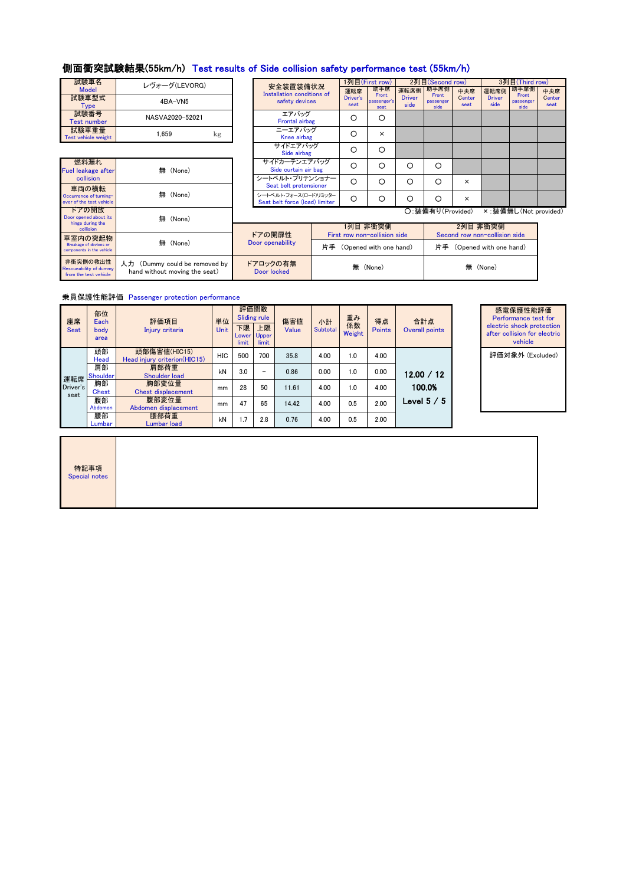# 側面衝突試験結果(55km/h) Test results of Side collision safety performance test (55km/h)

| 項目 | 内容 |
|---|---|
| 試験車名 Model | レヴォーグ(LEVORG) |
| 試験車型式 Type | 4BA-VN5 |
| 試験番号 Test number | NASVA2020-52021 |
| 試験車重量 Test vehicle weight | 1,659 kg |

| 安全装置装備状況 Installation conditions of safety devices | 1列目(First row) 運転席 Driver's seat | 1列目(First row) 助手席 Front passenger's seat | 2列目(Second row) 運転席側 Driver side | 2列目(Second row) 助手席側 Front passenger side | 2列目(Second row) 中央席 Center seat | 3列目(Third row) 運転席側 Driver side | 3列目(Third row) 助手席側 Front passenger side | 3列目(Third row) 中央席 Center seat |
|---|---|---|---|---|---|---|---|---|
| エアバッグ Frontal airbag | ○ | ○ | | | | | | |
| ニーエアバッグ Knee airbag | ○ | × | | | | | | |
| サイドエアバッグ Side airbag | ○ | ○ | | | | | | |
| サイドカーテンエアバッグ Side curtain air bag | ○ | ○ | ○ | ○ | | | | |
| シートベルト・プリテンショナー Seat belt pretensioner | ○ | ○ | ○ | ○ | × | | | |
| シートベルト・フォース(ロード)リミッター Seat belt force (load) limiter | ○ | ○ | ○ | ○ | × | | | |

○:装備有り(Provided)　×:装備無し(Not provided)

| 項目 | 内容 |
|---|---|
| 燃料漏れ Fuel leakage after collision | 無 (None) |
| 車両の横転 Occurrence of turning-over of the test vehicle | 無 (None) |
| ドアの開放 Door opened about its hinge during the collision | 無 (None) |
| 車室内の突起物 Breakage of devices or components in the vehicle | 無 (None) |
| 非衝突側の救出性 Rescueability of dummy from the test vehicle | 人力 (Dummy could be removed by hand without moving the seat) |

| | 1列目 非衝突側 First row non-collision side | 2列目 非衝突側 Second row non-collision side |
|---|---|---|
| ドアの開扉性 Door openability | 片手 (Opened with one hand) | 片手 (Opened with one hand) |
| ドアロックの有無 Door locked | 無 (None) | 無 (None) |

## 乗員保護性能評価 Passenger protection performance

| 座席 Seat | 部位 Each body area | 評価項目 Injury criteria | 単位 Unit | 評価関数 Sliding rule 下限 Lower limit | 評価関数 Sliding rule 上限 Upper limit | 傷害値 Value | 小計 Subtotal | 重み係数 Weight | 得点 Points | 合計点 Overall points |
|---|---|---|---|---|---|---|---|---|---|---|
| 運転席 Driver's seat | 頭部 Head | 頭部傷害値(HIC15) Head injury criterion(HIC15) | HIC | 500 | 700 | 35.8 | 4.00 | 1.0 | 4.00 | 12.00 / 12 100.0% Level 5 / 5 |
| | 肩部 Shoulder | 肩部荷重 Shoulder load | kN | 3.0 | − | 0.86 | 0.00 | 1.0 | 0.00 | |
| | 胸部 Chest | 胸部変位量 Chest displacement | mm | 28 | 50 | 11.61 | 4.00 | 1.0 | 4.00 | |
| | 腹部 Abdomen | 腹部変位量 Abdomen displacement | mm | 47 | 65 | 14.42 | 4.00 | 0.5 | 2.00 | |
| | 腰部 Lumbar | 腰部荷重 Lumbar load | kN | 1.7 | 2.8 | 0.76 | 4.00 | 0.5 | 2.00 | |

| 感電保護性能評価 Performance test for electric shock protection after collision for electric vehicle |
|---|
| 評価対象外 (Excluded) |

| 特記事項 Special notes | |
|---|---|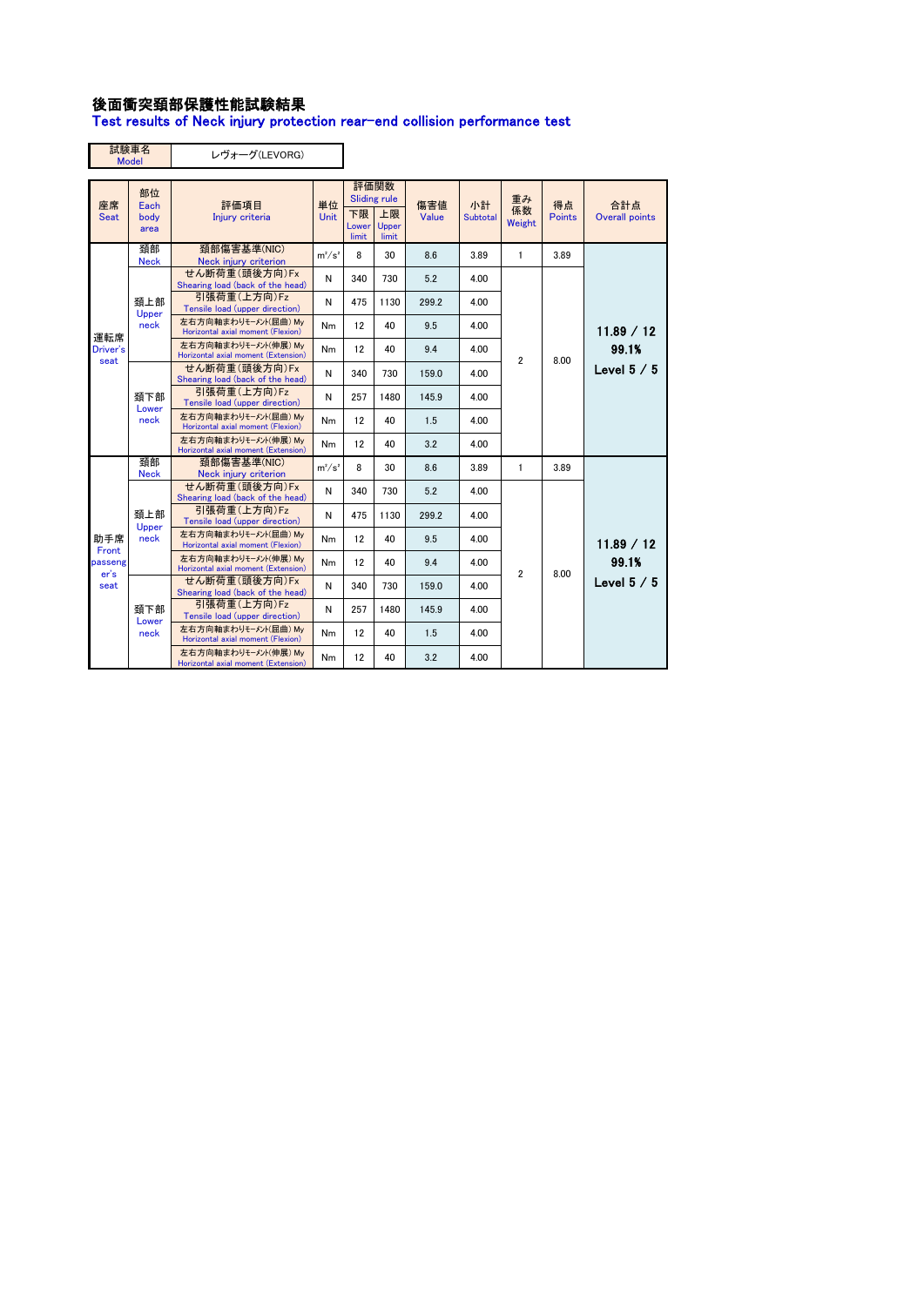# 後面衝突頚部保護性能試験結果
## Test results of Neck injury protection rear-end collision performance test

| 試験車名 Model | レヴォーグ(LEVORG) |
|---|---|

| 座席 Seat | 部位 Each body area | 評価項目 Injury criteria | 単位 Unit | 評価関数 Sliding rule 下限 Lower limit | 上限 Upper limit | 傷害値 Value | 小計 Subtotal | 重み係数 Weight | 得点 Points | 合計点 Overall points |
|---|---|---|---|---|---|---|---|---|---|---|
| 運転席 Driver's seat | 頚部 Neck | 頚部傷害基準(NIC) Neck injury criterion | $m^2/s^2$ | 8 | 30 | 8.6 | 3.89 | 1 | 3.89 | 11.89 / 12<br>99.1%<br>Level 5 / 5 |
| | 頚上部 Upper neck | せん断荷重(頭後方向)Fx Shearing load (back of the head) | N | 340 | 730 | 5.2 | 4.00 | 2 | 8.00 | |
| | | 引張荷重(上方向)Fz Tensile load (upper direction) | N | 475 | 1130 | 299.2 | 4.00 | | | |
| | | 左右方向軸まわりモーメント(屈曲) My Horizontal axial moment (Flexion) | Nm | 12 | 40 | 9.5 | 4.00 | | | |
| | | 左右方向軸まわりモーメント(伸展) My Horizontal axial moment (Extension) | Nm | 12 | 40 | 9.4 | 4.00 | | | |
| | 頚下部 Lower neck | せん断荷重(頭後方向)Fx Shearing load (back of the head) | N | 340 | 730 | 159.0 | 4.00 | | | |
| | | 引張荷重(上方向)Fz Tensile load (upper direction) | N | 257 | 1480 | 145.9 | 4.00 | | | |
| | | 左右方向軸まわりモーメント(屈曲) My Horizontal axial moment (Flexion) | Nm | 12 | 40 | 1.5 | 4.00 | | | |
| | | 左右方向軸まわりモーメント(伸展) My Horizontal axial moment (Extension) | Nm | 12 | 40 | 3.2 | 4.00 | | | |
| 助手席 Front passenger's seat | 頚部 Neck | 頚部傷害基準(NIC) Neck injury criterion | $m^2/s^2$ | 8 | 30 | 8.6 | 3.89 | 1 | 3.89 | 11.89 / 12<br>99.1%<br>Level 5 / 5 |
| | 頚上部 Upper neck | せん断荷重(頭後方向)Fx Shearing load (back of the head) | N | 340 | 730 | 5.2 | 4.00 | 2 | 8.00 | |
| | | 引張荷重(上方向)Fz Tensile load (upper direction) | N | 475 | 1130 | 299.2 | 4.00 | | | |
| | | 左右方向軸まわりモーメント(屈曲) My Horizontal axial moment (Flexion) | Nm | 12 | 40 | 9.5 | 4.00 | | | |
| | | 左右方向軸まわりモーメント(伸展) My Horizontal axial moment (Extension) | Nm | 12 | 40 | 9.4 | 4.00 | | | |
| | 頚下部 Lower neck | せん断荷重(頭後方向)Fx Shearing load (back of the head) | N | 340 | 730 | 159.0 | 4.00 | | | |
| | | 引張荷重(上方向)Fz Tensile load (upper direction) | N | 257 | 1480 | 145.9 | 4.00 | | | |
| | | 左右方向軸まわりモーメント(屈曲) My Horizontal axial moment (Flexion) | Nm | 12 | 40 | 1.5 | 4.00 | | | |
| | | 左右方向軸まわりモーメント(伸展) My Horizontal axial moment (Extension) | Nm | 12 | 40 | 3.2 | 4.00 | | | |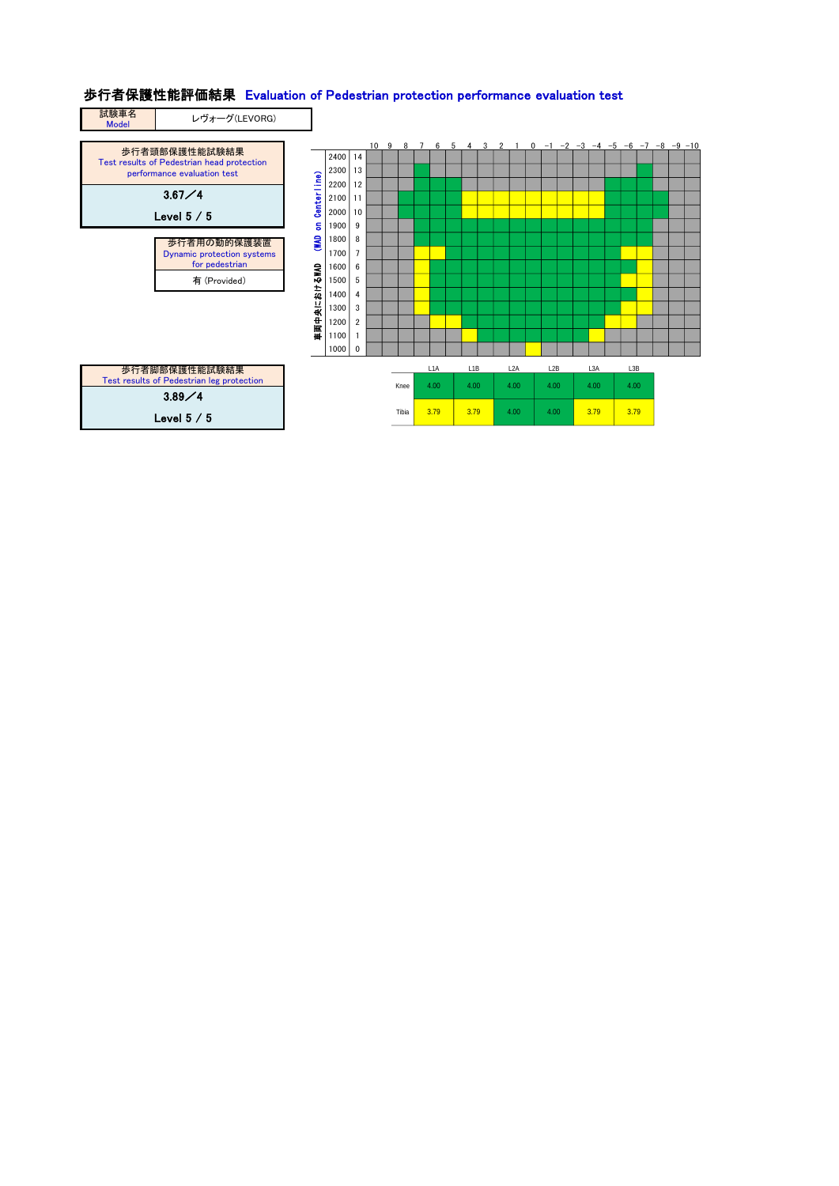# 歩行者保護性能評価結果　Evaluation of Pedestrian protection performance evaluation test

| 試験車名 Model | レヴォーグ(LEVORG) |
|---|---|

| 歩行者頭部保護性能試験結果 Test results of Pedestrian head protection performance evaluation test |
|---|
| 3.67／4 |
| Level 5 / 5 |

| 歩行者用の動的保護装置 Dynamic protection systems for pedestrian |
|---|
| 有 (Provided) |

車両中央におけるWAD (WAD on Centerline)

| WAD | | 10 | 9 | 8 | 7 | 6 | 5 | 4 | 3 | 2 | 1 | 0 | -1 | -2 | -3 | -4 | -5 | -6 | -7 | -8 | -9 | -10 |
|---|---|---|---|---|---|---|---|---|---|---|---|---|---|---|---|---|---|---|---|---|---|---|
| 2400 | 14 | | | | | | | | | | | | | | | | | | | | | |
| 2300 | 13 | | | | | | | | | | | | | | | | | | | | | |
| 2200 | 12 | | | | | | | | | | | | | | | | | | | | | |
| 2100 | 11 | | | | | | | | | | | | | | | | | | | | | |
| 2000 | 10 | | | | | | | | | | | | | | | | | | | | | |
| 1900 | 9 | | | | | | | | | | | | | | | | | | | | | |
| 1800 | 8 | | | | | | | | | | | | | | | | | | | | | |
| 1700 | 7 | | | | | | | | | | | | | | | | | | | | | |
| 1600 | 6 | | | | | | | | | | | | | | | | | | | | | |
| 1500 | 5 | | | | | | | | | | | | | | | | | | | | | |
| 1400 | 4 | | | | | | | | | | | | | | | | | | | | | |
| 1300 | 3 | | | | | | | | | | | | | | | | | | | | | |
| 1200 | 2 | | | | | | | | | | | | | | | | | | | | | |
| 1100 | 1 | | | | | | | | | | | | | | | | | | | | | |
| 1000 | 0 | | | | | | | | | | | | | | | | | | | | | |

| 歩行者脚部保護性能試験結果 Test results of Pedestrian leg protection |
|---|
| 3.89／4 |
| Level 5 / 5 |

| | L1A | L1B | L2A | L2B | L3A | L3B |
|---|---|---|---|---|---|---|
| Knee | 4.00 | 4.00 | 4.00 | 4.00 | 4.00 | 4.00 |
| Tibia | 3.79 | 3.79 | 4.00 | 4.00 | 3.79 | 3.79 |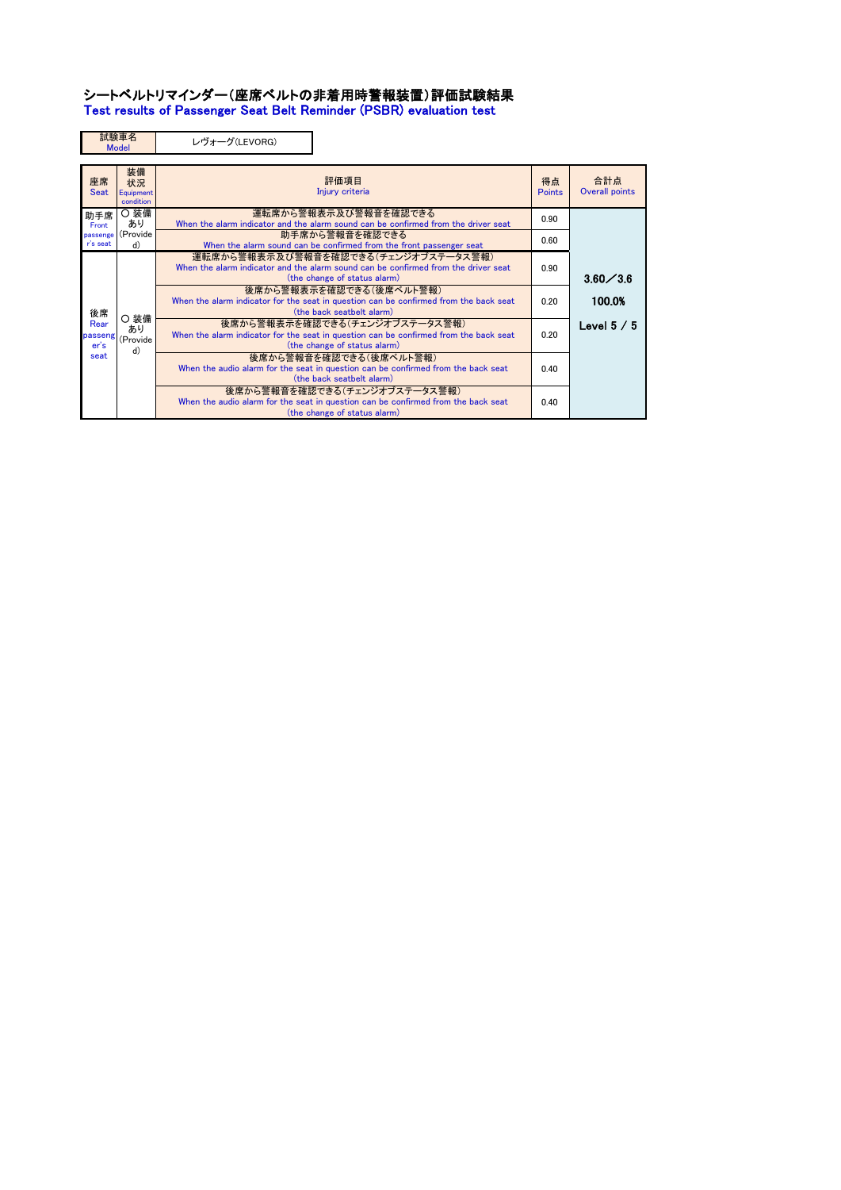# シートベルトリマインダー(座席ベルトの非着用時警報装置)評価試験結果
## Test results of Passenger Seat Belt Reminder (PSBR) evaluation test

| 試験車名 Model | レヴォーグ(LEVORG) |
|---|---|

| 座席 Seat | 装備状況 Equipment condition | 評価項目 Injury criteria | 得点 Points | 合計点 Overall points |
|---|---|---|---|---|
| 助手席 Front passenger's seat | ○ 装備あり (Provided) | 運転席から警報表示及び警報音を確認できる When the alarm indicator and the alarm sound can be confirmed from the driver seat | 0.90 | 3.60／3.6 100.0% Level 5 / 5 |
| | | 助手席から警報音を確認できる When the alarm sound can be confirmed from the front passenger seat | 0.60 | |
| 後席 Rear passenger's seat | ○ 装備あり (Provided) | 運転席から警報表示及び警報音を確認できる(チェンジオブステータス警報) When the alarm indicator and the alarm sound can be confirmed from the driver seat (the change of status alarm) | 0.90 | |
| | | 後席から警報表示を確認できる(後席ベルト警報) When the alarm indicator for the seat in question can be confirmed from the back seat (the back seatbelt alarm) | 0.20 | |
| | | 後席から警報表示を確認できる(チェンジオブステータス警報) When the alarm indicator for the seat in question can be confirmed from the back seat (the change of status alarm) | 0.20 | |
| | | 後席から警報音を確認できる(後席ベルト警報) When the audio alarm for the seat in question can be confirmed from the back seat (the back seatbelt alarm) | 0.40 | |
| | | 後席から警報音を確認できる(チェンジオブステータス警報) When the audio alarm for the seat in question can be confirmed from the back seat (the change of status alarm) | 0.40 | |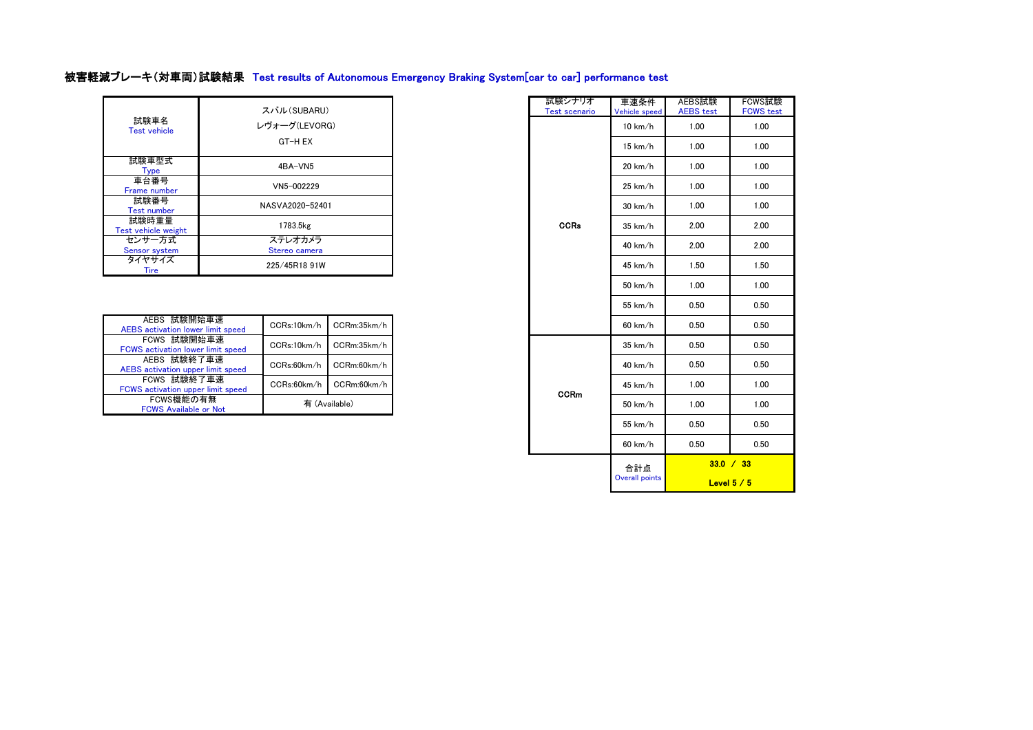## 被害軽減ブレーキ(対車両)試験結果 Test results of Autonomous Emergency Braking System[car to car] performance test

| 項目 | 内容 |
|---|---|
| 試験車名 Test vehicle | スバル(SUBARU) レヴォーグ(LEVORG) GT-H EX |
| 試験車型式 Type | 4BA-VN5 |
| 車台番号 Frame number | VN5-002229 |
| 試験番号 Test number | NASVA2020-52401 |
| 試験時重量 Test vehicle weight | 1783.5kg |
| センサー方式 Sensor system | ステレオカメラ Stereo camera |
| タイヤサイズ Tire | 225/45R18 91W |

| 項目 | CCRs | CCRm |
|---|---|---|
| AEBS 試験開始車速 AEBS activation lower limit speed | CCRs:10km/h | CCRm:35km/h |
| FCWS 試験開始車速 FCWS activation lower limit speed | CCRs:10km/h | CCRm:35km/h |
| AEBS 試験終了車速 AEBS activation upper limit speed | CCRs:60km/h | CCRm:60km/h |
| FCWS 試験終了車速 FCWS activation upper limit speed | CCRs:60km/h | CCRm:60km/h |
| FCWS機能の有無 FCWS Available or Not | 有 (Available) | |

| 試験シナリオ Test scenario | 車速条件 Vehicle speed | AEBS試験 AEBS test | FCWS試験 FCWS test |
|---|---|---|---|
| CCRs | 10 km/h | 1.00 | 1.00 |
| | 15 km/h | 1.00 | 1.00 |
| | 20 km/h | 1.00 | 1.00 |
| | 25 km/h | 1.00 | 1.00 |
| | 30 km/h | 1.00 | 1.00 |
| | 35 km/h | 2.00 | 2.00 |
| | 40 km/h | 2.00 | 2.00 |
| | 45 km/h | 1.50 | 1.50 |
| | 50 km/h | 1.00 | 1.00 |
| | 55 km/h | 0.50 | 0.50 |
| | 60 km/h | 0.50 | 0.50 |
| CCRm | 35 km/h | 0.50 | 0.50 |
| | 40 km/h | 0.50 | 0.50 |
| | 45 km/h | 1.00 | 1.00 |
| | 50 km/h | 1.00 | 1.00 |
| | 55 km/h | 0.50 | 0.50 |
| | 60 km/h | 0.50 | 0.50 |
| | 合計点 Overall points | 33.0 / 33 Level 5 / 5 | |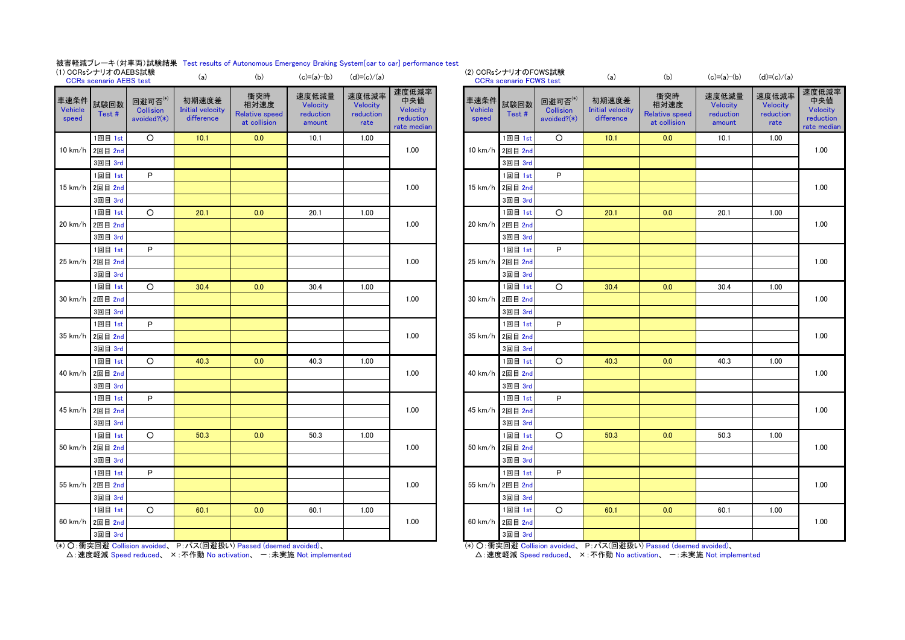被害軽減ブレーキ（対車両）試験結果　Test results of Autonomous Emergency Braking System[car to car] performance test

(1) CCRsシナリオのAEBS試験
CCRs scenario AEBS test

| 車速条件 Vehicle speed | 試験回数 Test # | 回避可否(*) Collision avoided?(*) | (a) 初期速度差 Initial velocity difference | (b) 衝突時相対速度 Relative speed at collision | (c)=(a)-(b) 速度低減量 Velocity reduction amount | (d)=(c)/(a) 速度低減率 Velocity reduction rate | 速度低減率中央値 Velocity reduction rate median |
|---|---|---|---|---|---|---|---|
| 10 km/h | 1回目 1st | ○ | 10.1 | 0.0 | 10.1 | 1.00 | 1.00 |
| | 2回目 2nd | | | | | | |
| | 3回目 3rd | | | | | | |
| 15 km/h | 1回目 1st | P | | | | | 1.00 |
| | 2回目 2nd | | | | | | |
| | 3回目 3rd | | | | | | |
| 20 km/h | 1回目 1st | ○ | 20.1 | 0.0 | 20.1 | 1.00 | 1.00 |
| | 2回目 2nd | | | | | | |
| | 3回目 3rd | | | | | | |
| 25 km/h | 1回目 1st | P | | | | | 1.00 |
| | 2回目 2nd | | | | | | |
| | 3回目 3rd | | | | | | |
| 30 km/h | 1回目 1st | ○ | 30.4 | 0.0 | 30.4 | 1.00 | 1.00 |
| | 2回目 2nd | | | | | | |
| | 3回目 3rd | | | | | | |
| 35 km/h | 1回目 1st | P | | | | | 1.00 |
| | 2回目 2nd | | | | | | |
| | 3回目 3rd | | | | | | |
| 40 km/h | 1回目 1st | ○ | 40.3 | 0.0 | 40.3 | 1.00 | 1.00 |
| | 2回目 2nd | | | | | | |
| | 3回目 3rd | | | | | | |
| 45 km/h | 1回目 1st | P | | | | | 1.00 |
| | 2回目 2nd | | | | | | |
| | 3回目 3rd | | | | | | |
| 50 km/h | 1回目 1st | ○ | 50.3 | 0.0 | 50.3 | 1.00 | 1.00 |
| | 2回目 2nd | | | | | | |
| | 3回目 3rd | | | | | | |
| 55 km/h | 1回目 1st | P | | | | | 1.00 |
| | 2回目 2nd | | | | | | |
| | 3回目 3rd | | | | | | |
| 60 km/h | 1回目 1st | ○ | 60.1 | 0.0 | 60.1 | 1.00 | 1.00 |
| | 2回目 2nd | | | | | | |
| | 3回目 3rd | | | | | | |

(*) ○：衝突回避 Collision avoided、 P：パス(回避扱い) Passed (deemed avoided)、
△：速度軽減 Speed reduced、 ×：不作動 No activation、 －：未実施 Not implemented

(2) CCRsシナリオのFCWS試験
CCRs scenario FCWS test

| 車速条件 Vehicle speed | 試験回数 Test # | 回避可否(*) Collision avoided?(*) | (a) 初期速度差 Initial velocity difference | (b) 衝突時相対速度 Relative speed at collision | (c)=(a)-(b) 速度低減量 Velocity reduction amount | (d)=(c)/(a) 速度低減率 Velocity reduction rate | 速度低減率中央値 Velocity reduction rate median |
|---|---|---|---|---|---|---|---|
| 10 km/h | 1回目 1st | ○ | 10.1 | 0.0 | 10.1 | 1.00 | 1.00 |
| | 2回目 2nd | | | | | | |
| | 3回目 3rd | | | | | | |
| 15 km/h | 1回目 1st | P | | | | | 1.00 |
| | 2回目 2nd | | | | | | |
| | 3回目 3rd | | | | | | |
| 20 km/h | 1回目 1st | ○ | 20.1 | 0.0 | 20.1 | 1.00 | 1.00 |
| | 2回目 2nd | | | | | | |
| | 3回目 3rd | | | | | | |
| 25 km/h | 1回目 1st | P | | | | | 1.00 |
| | 2回目 2nd | | | | | | |
| | 3回目 3rd | | | | | | |
| 30 km/h | 1回目 1st | ○ | 30.4 | 0.0 | 30.4 | 1.00 | 1.00 |
| | 2回目 2nd | | | | | | |
| | 3回目 3rd | | | | | | |
| 35 km/h | 1回目 1st | P | | | | | 1.00 |
| | 2回目 2nd | | | | | | |
| | 3回目 3rd | | | | | | |
| 40 km/h | 1回目 1st | ○ | 40.3 | 0.0 | 40.3 | 1.00 | 1.00 |
| | 2回目 2nd | | | | | | |
| | 3回目 3rd | | | | | | |
| 45 km/h | 1回目 1st | P | | | | | 1.00 |
| | 2回目 2nd | | | | | | |
| | 3回目 3rd | | | | | | |
| 50 km/h | 1回目 1st | ○ | 50.3 | 0.0 | 50.3 | 1.00 | 1.00 |
| | 2回目 2nd | | | | | | |
| | 3回目 3rd | | | | | | |
| 55 km/h | 1回目 1st | P | | | | | 1.00 |
| | 2回目 2nd | | | | | | |
| | 3回目 3rd | | | | | | |
| 60 km/h | 1回目 1st | ○ | 60.1 | 0.0 | 60.1 | 1.00 | 1.00 |
| | 2回目 2nd | | | | | | |
| | 3回目 3rd | | | | | | |

(*) ○：衝突回避 Collision avoided、 P：パス(回避扱い) Passed (deemed avoided)、
△：速度軽減 Speed reduced、 ×：不作動 No activation、 －：未実施 Not implemented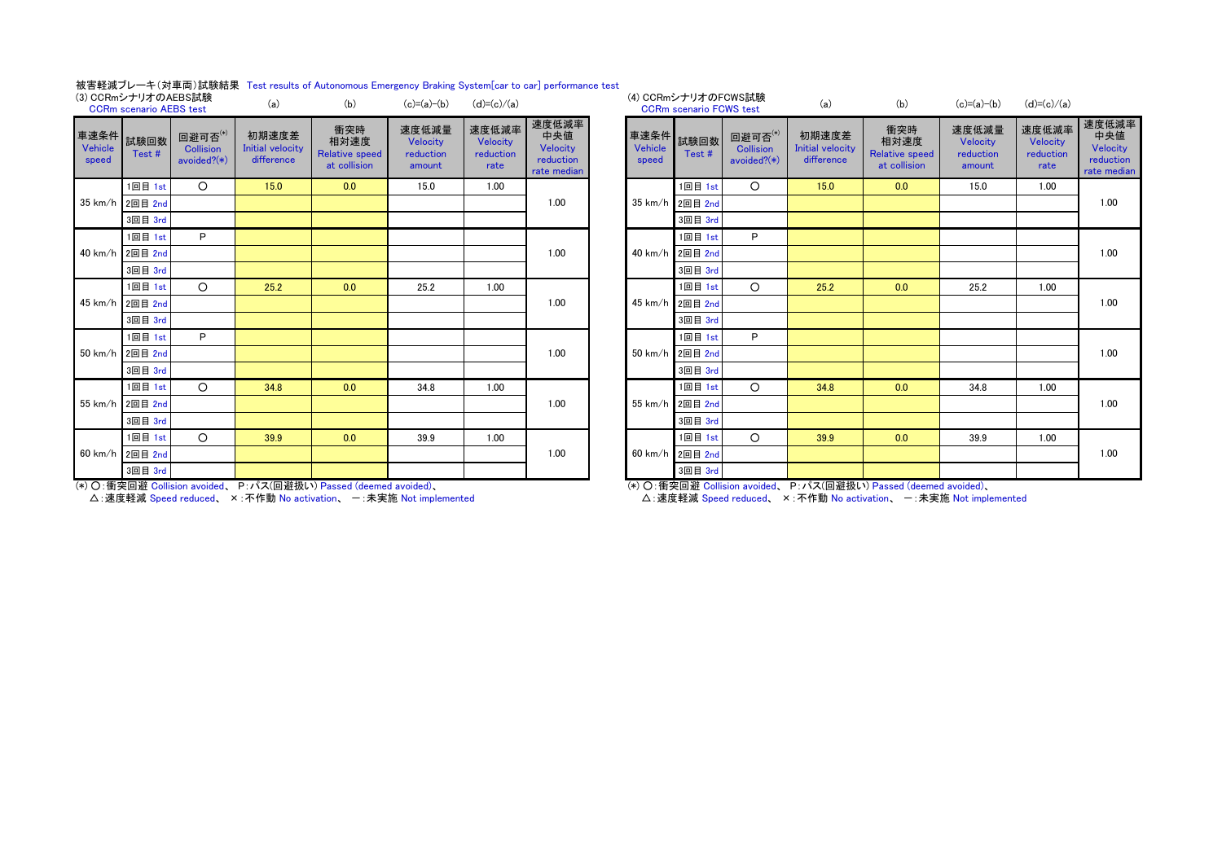被害軽減ブレーキ(対車両)試験結果 Test results of Autonomous Emergency Braking System[car to car] performance test

(3) CCRmシナリオのAEBS試験
CCRm scenario AEBS test

| 車速条件 Vehicle speed | 試験回数 Test # | 回避可否(*) Collision avoided?(*) | (a) 初期速度差 Initial velocity difference | (b) 衝突時相対速度 Relative speed at collision | (c)=(a)-(b) 速度低減量 Velocity reduction amount | (d)=(c)/(a) 速度低減率 Velocity reduction rate | 速度低減率中央値 Velocity reduction rate median |
|---|---|---|---|---|---|---|---|
| 35 km/h | 1回目 1st | ○ | 15.0 | 0.0 | 15.0 | 1.00 | 1.00 |
| | 2回目 2nd | | | | | | |
| | 3回目 3rd | | | | | | |
| 40 km/h | 1回目 1st | P | | | | | 1.00 |
| | 2回目 2nd | | | | | | |
| | 3回目 3rd | | | | | | |
| 45 km/h | 1回目 1st | ○ | 25.2 | 0.0 | 25.2 | 1.00 | 1.00 |
| | 2回目 2nd | | | | | | |
| | 3回目 3rd | | | | | | |
| 50 km/h | 1回目 1st | P | | | | | 1.00 |
| | 2回目 2nd | | | | | | |
| | 3回目 3rd | | | | | | |
| 55 km/h | 1回目 1st | ○ | 34.8 | 0.0 | 34.8 | 1.00 | 1.00 |
| | 2回目 2nd | | | | | | |
| | 3回目 3rd | | | | | | |
| 60 km/h | 1回目 1st | ○ | 39.9 | 0.0 | 39.9 | 1.00 | 1.00 |
| | 2回目 2nd | | | | | | |
| | 3回目 3rd | | | | | | |

(*) ○:衝突回避 Collision avoided、 P:パス(回避扱い) Passed (deemed avoided)、
△:速度軽減 Speed reduced、 ×:不作動 No activation、 ー:未実施 Not implemented

(4) CCRmシナリオのFCWS試験
CCRm scenario FCWS test

| 車速条件 Vehicle speed | 試験回数 Test # | 回避可否(*) Collision avoided?(*) | (a) 初期速度差 Initial velocity difference | (b) 衝突時相対速度 Relative speed at collision | (c)=(a)-(b) 速度低減量 Velocity reduction amount | (d)=(c)/(a) 速度低減率 Velocity reduction rate | 速度低減率中央値 Velocity reduction rate median |
|---|---|---|---|---|---|---|---|
| 35 km/h | 1回目 1st | ○ | 15.0 | 0.0 | 15.0 | 1.00 | 1.00 |
| | 2回目 2nd | | | | | | |
| | 3回目 3rd | | | | | | |
| 40 km/h | 1回目 1st | P | | | | | 1.00 |
| | 2回目 2nd | | | | | | |
| | 3回目 3rd | | | | | | |
| 45 km/h | 1回目 1st | ○ | 25.2 | 0.0 | 25.2 | 1.00 | 1.00 |
| | 2回目 2nd | | | | | | |
| | 3回目 3rd | | | | | | |
| 50 km/h | 1回目 1st | P | | | | | 1.00 |
| | 2回目 2nd | | | | | | |
| | 3回目 3rd | | | | | | |
| 55 km/h | 1回目 1st | ○ | 34.8 | 0.0 | 34.8 | 1.00 | 1.00 |
| | 2回目 2nd | | | | | | |
| | 3回目 3rd | | | | | | |
| 60 km/h | 1回目 1st | ○ | 39.9 | 0.0 | 39.9 | 1.00 | 1.00 |
| | 2回目 2nd | | | | | | |
| | 3回目 3rd | | | | | | |

(*) ○:衝突回避 Collision avoided、 P:パス(回避扱い) Passed (deemed avoided)、
△:速度軽減 Speed reduced、 ×:不作動 No activation、 ー:未実施 Not implemented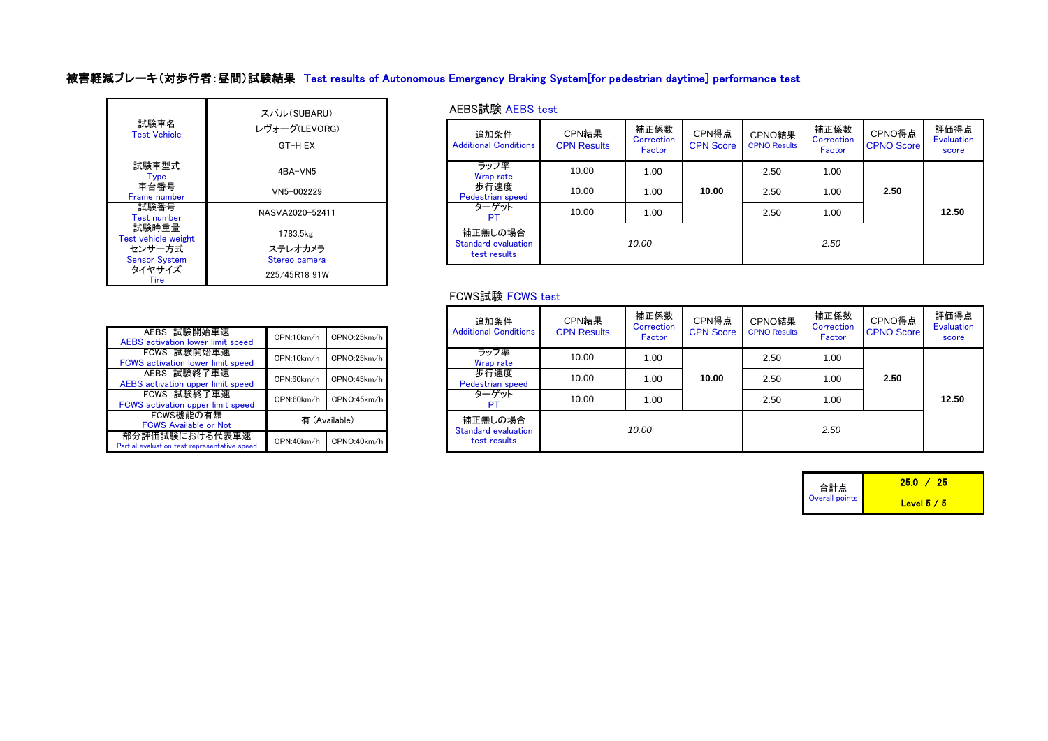## 被害軽減ブレーキ(対歩行者:昼間)試験結果 Test results of Autonomous Emergency Braking System[for pedestrian daytime] performance test

| 試験車名 Test Vehicle | スバル(SUBARU) レヴォーグ(LEVORG) GT-H EX |
|---|---|
| 試験車型式 Type | 4BA-VN5 |
| 車台番号 Frame number | VN5-002229 |
| 試験番号 Test number | NASVA2020-52411 |
| 試験時重量 Test vehicle weight | 1783.5kg |
| センサー方式 Sensor System | ステレオカメラ Stereo camera |
| タイヤサイズ Tire | 225/45R18 91W |

| | | |
|---|---|---|
| AEBS 試験開始車速 AEBS activation lower limit speed | CPN:10km/h | CPNO:25km/h |
| FCWS 試験開始車速 FCWS activation lower limit speed | CPN:10km/h | CPNO:25km/h |
| AEBS 試験終了車速 AEBS activation upper limit speed | CPN:60km/h | CPNO:45km/h |
| FCWS 試験終了車速 FCWS activation upper limit speed | CPN:60km/h | CPNO:45km/h |
| FCWS機能の有無 FCWS Available or Not | 有 (Available) | |
| 部分評価試験における代表車速 Partial evaluation test representative speed | CPN:40km/h | CPNO:40km/h |

### AEBS試験 AEBS test

| 追加条件 Additional Conditions | CPN結果 CPN Results | 補正係数 Correction Factor | CPN得点 CPN Score | CPNO結果 CPNO Results | 補正係数 Correction Factor | CPNO得点 CPNO Score | 評価得点 Evaluation score |
|---|---|---|---|---|---|---|---|
| ラップ率 Wrap rate | 10.00 | 1.00 | 10.00 | 2.50 | 1.00 | 2.50 | 12.50 |
| 歩行速度 Pedestrian speed | 10.00 | 1.00 | | 2.50 | 1.00 | | |
| ターゲット PT | 10.00 | 1.00 | | 2.50 | 1.00 | | |
| 補正無しの場合 Standard evaluation test results | *10.00* | | | *2.50* | | | |

### FCWS試験 FCWS test

| 追加条件 Additional Conditions | CPN結果 CPN Results | 補正係数 Correction Factor | CPN得点 CPN Score | CPNO結果 CPNO Results | 補正係数 Correction Factor | CPNO得点 CPNO Score | 評価得点 Evaluation score |
|---|---|---|---|---|---|---|---|
| ラップ率 Wrap rate | 10.00 | 1.00 | 10.00 | 2.50 | 1.00 | 2.50 | 12.50 |
| 歩行速度 Pedestrian speed | 10.00 | 1.00 | | 2.50 | 1.00 | | |
| ターゲット PT | 10.00 | 1.00 | | 2.50 | 1.00 | | |
| 補正無しの場合 Standard evaluation test results | *10.00* | | | *2.50* | | | |

| 合計点 Overall points | 25.0 / 25 Level 5 / 5 |
|---|---|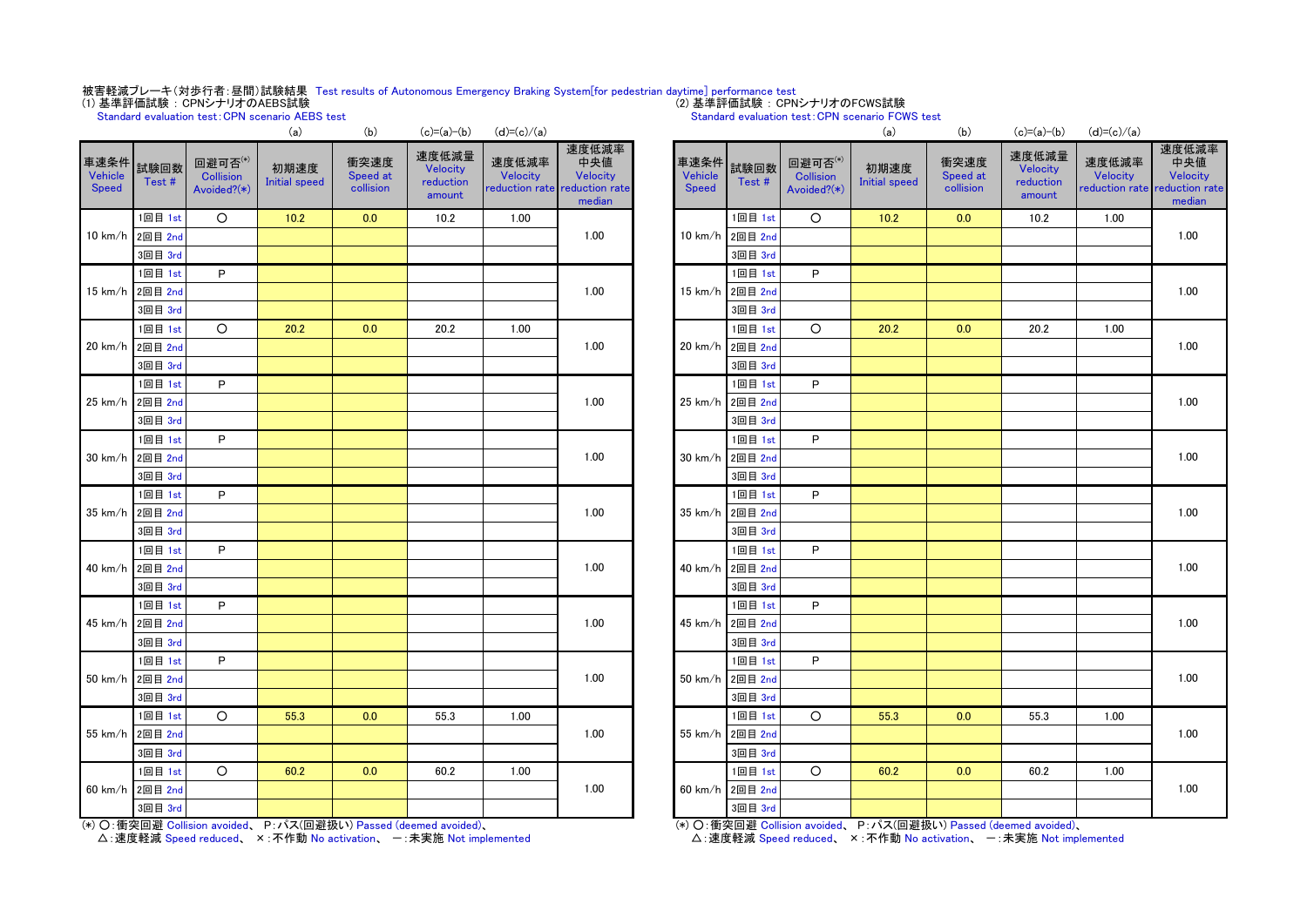被害軽減ブレーキ（対歩行者：昼間）試験結果 Test results of Autonomous Emergency Braking System[for pedestrian daytime] performance test

(1) 基準評価試験 : CPNシナリオのAEBS試験
Standard evaluation test：CPN scenario AEBS test

| 車速条件 Vehicle Speed | 試験回数 Test # | 回避可否(*) Collision Avoided?(*) | (a) 初期速度 Initial speed | (b) 衝突速度 Speed at collision | (c)=(a)-(b) 速度低減量 Velocity reduction amount | (d)=(c)/(a) 速度低減率 Velocity reduction rate | 速度低減率中央値 Velocity reduction rate median |
|---|---|---|---|---|---|---|---|
| 10 km/h | 1回目 1st | ○ | 10.2 | 0.0 | 10.2 | 1.00 | 1.00 |
| | 2回目 2nd | | | | | | |
| | 3回目 3rd | | | | | | |
| 15 km/h | 1回目 1st | P | | | | | 1.00 |
| | 2回目 2nd | | | | | | |
| | 3回目 3rd | | | | | | |
| 20 km/h | 1回目 1st | ○ | 20.2 | 0.0 | 20.2 | 1.00 | 1.00 |
| | 2回目 2nd | | | | | | |
| | 3回目 3rd | | | | | | |
| 25 km/h | 1回目 1st | P | | | | | 1.00 |
| | 2回目 2nd | | | | | | |
| | 3回目 3rd | | | | | | |
| 30 km/h | 1回目 1st | P | | | | | 1.00 |
| | 2回目 2nd | | | | | | |
| | 3回目 3rd | | | | | | |
| 35 km/h | 1回目 1st | P | | | | | 1.00 |
| | 2回目 2nd | | | | | | |
| | 3回目 3rd | | | | | | |
| 40 km/h | 1回目 1st | P | | | | | 1.00 |
| | 2回目 2nd | | | | | | |
| | 3回目 3rd | | | | | | |
| 45 km/h | 1回目 1st | P | | | | | 1.00 |
| | 2回目 2nd | | | | | | |
| | 3回目 3rd | | | | | | |
| 50 km/h | 1回目 1st | P | | | | | 1.00 |
| | 2回目 2nd | | | | | | |
| | 3回目 3rd | | | | | | |
| 55 km/h | 1回目 1st | ○ | 55.3 | 0.0 | 55.3 | 1.00 | 1.00 |
| | 2回目 2nd | | | | | | |
| | 3回目 3rd | | | | | | |
| 60 km/h | 1回目 1st | ○ | 60.2 | 0.0 | 60.2 | 1.00 | 1.00 |
| | 2回目 2nd | | | | | | |
| | 3回目 3rd | | | | | | |

(*) ○：衝突回避 Collision avoided、 P：パス(回避扱い) Passed (deemed avoided)、
△：速度軽減 Speed reduced、 ×：不作動 No activation、 －：未実施 Not implemented

(2) 基準評価試験 : CPNシナリオのFCWS試験
Standard evaluation test：CPN scenario FCWS test

| 車速条件 Vehicle Speed | 試験回数 Test # | 回避可否(*) Collision Avoided?(*) | (a) 初期速度 Initial speed | (b) 衝突速度 Speed at collision | (c)=(a)-(b) 速度低減量 Velocity reduction amount | (d)=(c)/(a) 速度低減率 Velocity reduction rate | 速度低減率中央値 Velocity reduction rate median |
|---|---|---|---|---|---|---|---|
| 10 km/h | 1回目 1st | ○ | 10.2 | 0.0 | 10.2 | 1.00 | 1.00 |
| | 2回目 2nd | | | | | | |
| | 3回目 3rd | | | | | | |
| 15 km/h | 1回目 1st | P | | | | | 1.00 |
| | 2回目 2nd | | | | | | |
| | 3回目 3rd | | | | | | |
| 20 km/h | 1回目 1st | ○ | 20.2 | 0.0 | 20.2 | 1.00 | 1.00 |
| | 2回目 2nd | | | | | | |
| | 3回目 3rd | | | | | | |
| 25 km/h | 1回目 1st | P | | | | | 1.00 |
| | 2回目 2nd | | | | | | |
| | 3回目 3rd | | | | | | |
| 30 km/h | 1回目 1st | P | | | | | 1.00 |
| | 2回目 2nd | | | | | | |
| | 3回目 3rd | | | | | | |
| 35 km/h | 1回目 1st | P | | | | | 1.00 |
| | 2回目 2nd | | | | | | |
| | 3回目 3rd | | | | | | |
| 40 km/h | 1回目 1st | P | | | | | 1.00 |
| | 2回目 2nd | | | | | | |
| | 3回目 3rd | | | | | | |
| 45 km/h | 1回目 1st | P | | | | | 1.00 |
| | 2回目 2nd | | | | | | |
| | 3回目 3rd | | | | | | |
| 50 km/h | 1回目 1st | P | | | | | 1.00 |
| | 2回目 2nd | | | | | | |
| | 3回目 3rd | | | | | | |
| 55 km/h | 1回目 1st | ○ | 55.3 | 0.0 | 55.3 | 1.00 | 1.00 |
| | 2回目 2nd | | | | | | |
| | 3回目 3rd | | | | | | |
| 60 km/h | 1回目 1st | ○ | 60.2 | 0.0 | 60.2 | 1.00 | 1.00 |
| | 2回目 2nd | | | | | | |
| | 3回目 3rd | | | | | | |

(*) ○：衝突回避 Collision avoided、 P：パス(回避扱い) Passed (deemed avoided)、
△：速度軽減 Speed reduced、 ×：不作動 No activation、 －：未実施 Not implemented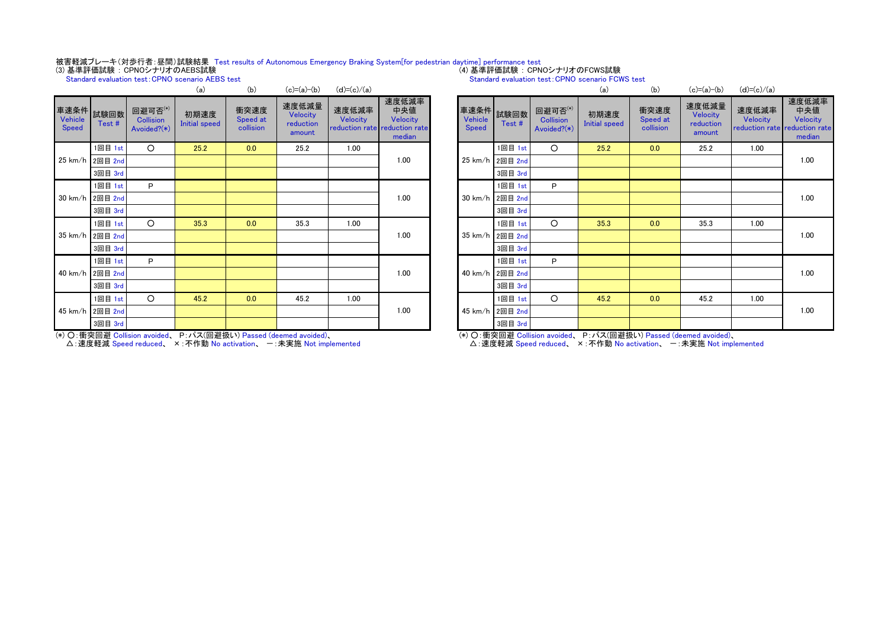被害軽減ブレーキ(対歩行者:昼間)試験結果 Test results of Autonomous Emergency Braking System[for pedestrian daytime] performance test

(3) 基準評価試験 : CPNOシナリオのAEBS試験
Standard evaluation test:CPNO scenario AEBS test

| 車速条件 Vehicle Speed | 試験回数 Test # | 回避可否(*) Collision Avoided?(*) | 初期速度 Initial speed (a) | 衝突速度 Speed at collision (b) | 速度低減量 Velocity reduction amount (c)=(a)-(b) | 速度低減率 Velocity reduction rate (d)=(c)/(a) | 速度低減率中央値 Velocity reduction rate median |
|---|---|---|---|---|---|---|---|
| 25 km/h | 1回目 1st | ○ | 25.2 | 0.0 | 25.2 | 1.00 | 1.00 |
| | 2回目 2nd | | | | | | |
| | 3回目 3rd | | | | | | |
| 30 km/h | 1回目 1st | P | | | | | 1.00 |
| | 2回目 2nd | | | | | | |
| | 3回目 3rd | | | | | | |
| 35 km/h | 1回目 1st | ○ | 35.3 | 0.0 | 35.3 | 1.00 | 1.00 |
| | 2回目 2nd | | | | | | |
| | 3回目 3rd | | | | | | |
| 40 km/h | 1回目 1st | P | | | | | 1.00 |
| | 2回目 2nd | | | | | | |
| | 3回目 3rd | | | | | | |
| 45 km/h | 1回目 1st | ○ | 45.2 | 0.0 | 45.2 | 1.00 | 1.00 |
| | 2回目 2nd | | | | | | |
| | 3回目 3rd | | | | | | |

(*) ○:衝突回避 Collision avoided、 P:パス(回避扱い) Passed (deemed avoided)、
△:速度軽減 Speed reduced、 ×:不作動 No activation、 ー:未実施 Not implemented

(4) 基準評価試験 : CPNOシナリオのFCWS試験
Standard evaluation test:CPNO scenario FCWS test

| 車速条件 Vehicle Speed | 試験回数 Test # | 回避可否(*) Collision Avoided?(*) | 初期速度 Initial speed (a) | 衝突速度 Speed at collision (b) | 速度低減量 Velocity reduction amount (c)=(a)-(b) | 速度低減率 Velocity reduction rate (d)=(c)/(a) | 速度低減率中央値 Velocity reduction rate median |
|---|---|---|---|---|---|---|---|
| 25 km/h | 1回目 1st | ○ | 25.2 | 0.0 | 25.2 | 1.00 | 1.00 |
| | 2回目 2nd | | | | | | |
| | 3回目 3rd | | | | | | |
| 30 km/h | 1回目 1st | P | | | | | 1.00 |
| | 2回目 2nd | | | | | | |
| | 3回目 3rd | | | | | | |
| 35 km/h | 1回目 1st | ○ | 35.3 | 0.0 | 35.3 | 1.00 | 1.00 |
| | 2回目 2nd | | | | | | |
| | 3回目 3rd | | | | | | |
| 40 km/h | 1回目 1st | P | | | | | 1.00 |
| | 2回目 2nd | | | | | | |
| | 3回目 3rd | | | | | | |
| 45 km/h | 1回目 1st | ○ | 45.2 | 0.0 | 45.2 | 1.00 | 1.00 |
| | 2回目 2nd | | | | | | |
| | 3回目 3rd | | | | | | |

(*) ○:衝突回避 Collision avoided、 P:パス(回避扱い) Passed (deemed avoided)、
△:速度軽減 Speed reduced、 ×:不作動 No activation、 ー:未実施 Not implemented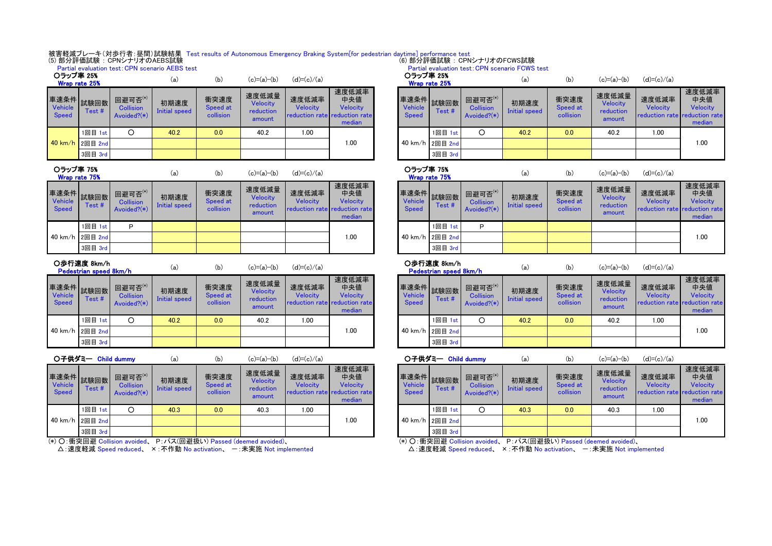被害軽減ブレーキ(対歩行者:昼間)試験結果 Test results of Autonomous Emergency Braking System[for pedestrian daytime] performance test

## (5) 部分評価試験 : CPNシナリオのAEBS試験
Partial evaluation test: CPN scenario AEBS test

### ○ラップ率 25%
**Wrap rate 25%**

| 車速条件 Vehicle Speed | 試験回数 Test # | 回避可否(*) Collision Avoided?(*) | (a) 初期速度 Initial speed | (b) 衝突速度 Speed at collision | (c)=(a)-(b) 速度低減量 Velocity reduction amount | (d)=(c)/(a) 速度低減率 Velocity reduction rate | 速度低減率中央値 Velocity reduction rate median |
|---|---|---|---|---|---|---|---|
| 40 km/h | 1回目 1st | ○ | 40.2 | 0.0 | 40.2 | 1.00 | 1.00 |
| | 2回目 2nd | | | | | | |
| | 3回目 3rd | | | | | | |

### ○ラップ率 75%
**Wrap rate 75%**

| 車速条件 Vehicle Speed | 試験回数 Test # | 回避可否(*) Collision Avoided?(*) | (a) 初期速度 Initial speed | (b) 衝突速度 Speed at collision | (c)=(a)-(b) 速度低減量 Velocity reduction amount | (d)=(c)/(a) 速度低減率 Velocity reduction rate | 速度低減率中央値 Velocity reduction rate median |
|---|---|---|---|---|---|---|---|
| 40 km/h | 1回目 1st | P | | | | | 1.00 |
| | 2回目 2nd | | | | | | |
| | 3回目 3rd | | | | | | |

### ○歩行速度 8km/h
**Pedestrian speed 8km/h**

| 車速条件 Vehicle Speed | 試験回数 Test # | 回避可否(*) Collision Avoided?(*) | (a) 初期速度 Initial speed | (b) 衝突速度 Speed at collision | (c)=(a)-(b) 速度低減量 Velocity reduction amount | (d)=(c)/(a) 速度低減率 Velocity reduction rate | 速度低減率中央値 Velocity reduction rate median |
|---|---|---|---|---|---|---|---|
| 40 km/h | 1回目 1st | ○ | 40.2 | 0.0 | 40.2 | 1.00 | 1.00 |
| | 2回目 2nd | | | | | | |
| | 3回目 3rd | | | | | | |

### ○子供ダミー Child dummy

| 車速条件 Vehicle Speed | 試験回数 Test # | 回避可否(*) Collision Avoided?(*) | (a) 初期速度 Initial speed | (b) 衝突速度 Speed at collision | (c)=(a)-(b) 速度低減量 Velocity reduction amount | (d)=(c)/(a) 速度低減率 Velocity reduction rate | 速度低減率中央値 Velocity reduction rate median |
|---|---|---|---|---|---|---|---|
| 40 km/h | 1回目 1st | ○ | 40.3 | 0.0 | 40.3 | 1.00 | 1.00 |
| | 2回目 2nd | | | | | | |
| | 3回目 3rd | | | | | | |

(*) ○:衝突回避 Collision avoided、 P:パス(回避扱い) Passed (deemed avoided)、
△:速度軽減 Speed reduced、 ×:不作動 No activation、 ー:未実施 Not implemented

## (6) 部分評価試験 : CPNシナリオのFCWS試験
Partial evaluation test: CPN scenario FCWS test

### ○ラップ率 25%
**Wrap rate 25%**

| 車速条件 Vehicle Speed | 試験回数 Test # | 回避可否(*) Collision Avoided?(*) | (a) 初期速度 Initial speed | (b) 衝突速度 Speed at collision | (c)=(a)-(b) 速度低減量 Velocity reduction amount | (d)=(c)/(a) 速度低減率 Velocity reduction rate | 速度低減率中央値 Velocity reduction rate median |
|---|---|---|---|---|---|---|---|
| 40 km/h | 1回目 1st | ○ | 40.2 | 0.0 | 40.2 | 1.00 | 1.00 |
| | 2回目 2nd | | | | | | |
| | 3回目 3rd | | | | | | |

### ○ラップ率 75%
**Wrap rate 75%**

| 車速条件 Vehicle Speed | 試験回数 Test # | 回避可否(*) Collision Avoided?(*) | (a) 初期速度 Initial speed | (b) 衝突速度 Speed at collision | (c)=(a)-(b) 速度低減量 Velocity reduction amount | (d)=(c)/(a) 速度低減率 Velocity reduction rate | 速度低減率中央値 Velocity reduction rate median |
|---|---|---|---|---|---|---|---|
| 40 km/h | 1回目 1st | P | | | | | 1.00 |
| | 2回目 2nd | | | | | | |
| | 3回目 3rd | | | | | | |

### ○歩行速度 8km/h
**Pedestrian speed 8km/h**

| 車速条件 Vehicle Speed | 試験回数 Test # | 回避可否(*) Collision Avoided?(*) | (a) 初期速度 Initial speed | (b) 衝突速度 Speed at collision | (c)=(a)-(b) 速度低減量 Velocity reduction amount | (d)=(c)/(a) 速度低減率 Velocity reduction rate | 速度低減率中央値 Velocity reduction rate median |
|---|---|---|---|---|---|---|---|
| 40 km/h | 1回目 1st | ○ | 40.2 | 0.0 | 40.2 | 1.00 | 1.00 |
| | 2回目 2nd | | | | | | |
| | 3回目 3rd | | | | | | |

### ○子供ダミー Child dummy

| 車速条件 Vehicle Speed | 試験回数 Test # | 回避可否(*) Collision Avoided?(*) | (a) 初期速度 Initial speed | (b) 衝突速度 Speed at collision | (c)=(a)-(b) 速度低減量 Velocity reduction amount | (d)=(c)/(a) 速度低減率 Velocity reduction rate | 速度低減率中央値 Velocity reduction rate median |
|---|---|---|---|---|---|---|---|
| 40 km/h | 1回目 1st | ○ | 40.3 | 0.0 | 40.3 | 1.00 | 1.00 |
| | 2回目 2nd | | | | | | |
| | 3回目 3rd | | | | | | |

(*) ○:衝突回避 Collision avoided、 P:パス(回避扱い) Passed (deemed avoided)、
△:速度軽減 Speed reduced、 ×:不作動 No activation、 ー:未実施 Not implemented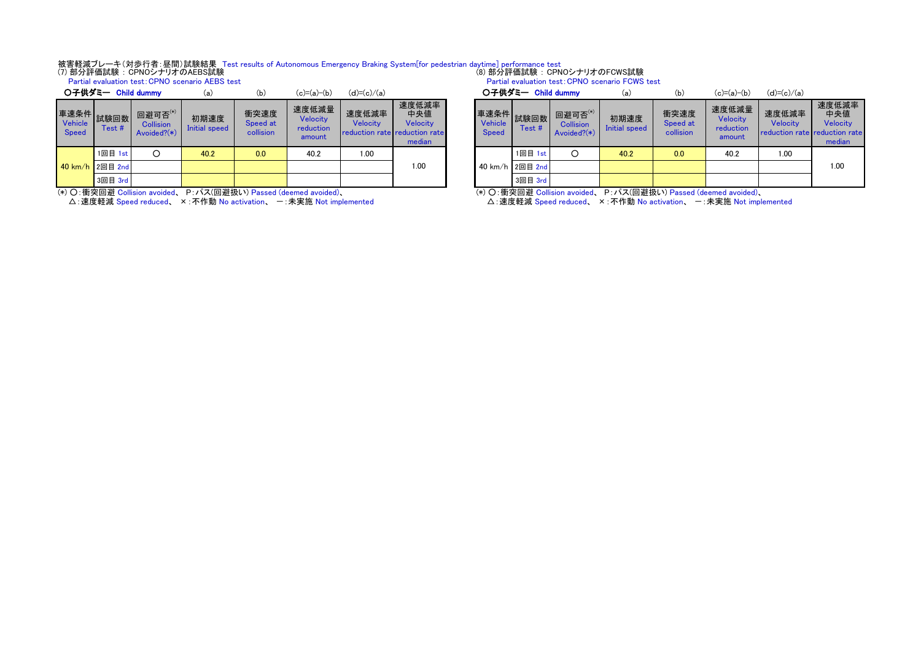被害軽減ブレーキ(対歩行者:昼間)試験結果 Test results of Autonomous Emergency Braking System[for pedestrian daytime] performance test

(7) 部分評価試験 : CPNOシナリオのAEBS試験
Partial evaluation test: CPNO scenario AEBS test

**○子供ダミー Child dummy**

| 車速条件 Vehicle Speed | 試験回数 Test # | 回避可否(*) Collision Avoided?(*) | (a) 初期速度 Initial speed | (b) 衝突速度 Speed at collision | (c)=(a)-(b) 速度低減量 Velocity reduction amount | (d)=(c)/(a) 速度低減率 Velocity reduction rate | 速度低減率中央値 Velocity reduction rate median |
|---|---|---|---|---|---|---|---|
| 40 km/h | 1回目 1st | ○ | 40.2 | 0.0 | 40.2 | 1.00 | 1.00 |
| | 2回目 2nd | | | | | | |
| | 3回目 3rd | | | | | | |

(*) ○:衝突回避 Collision avoided、 P:パス(回避扱い) Passed (deemed avoided)、
△:速度軽減 Speed reduced、 ×:不作動 No activation、 ー:未実施 Not implemented

(8) 部分評価試験 : CPNOシナリオのFCWS試験
Partial evaluation test: CPNO scenario FCWS test

**○子供ダミー Child dummy**

| 車速条件 Vehicle Speed | 試験回数 Test # | 回避可否(*) Collision Avoided?(*) | (a) 初期速度 Initial speed | (b) 衝突速度 Speed at collision | (c)=(a)-(b) 速度低減量 Velocity reduction amount | (d)=(c)/(a) 速度低減率 Velocity reduction rate | 速度低減率中央値 Velocity reduction rate median |
|---|---|---|---|---|---|---|---|
| 40 km/h | 1回目 1st | ○ | 40.2 | 0.0 | 40.2 | 1.00 | 1.00 |
| | 2回目 2nd | | | | | | |
| | 3回目 3rd | | | | | | |

(*) ○:衝突回避 Collision avoided、 P:パス(回避扱い) Passed (deemed avoided)、
△:速度軽減 Speed reduced、 ×:不作動 No activation、 ー:未実施 Not implemented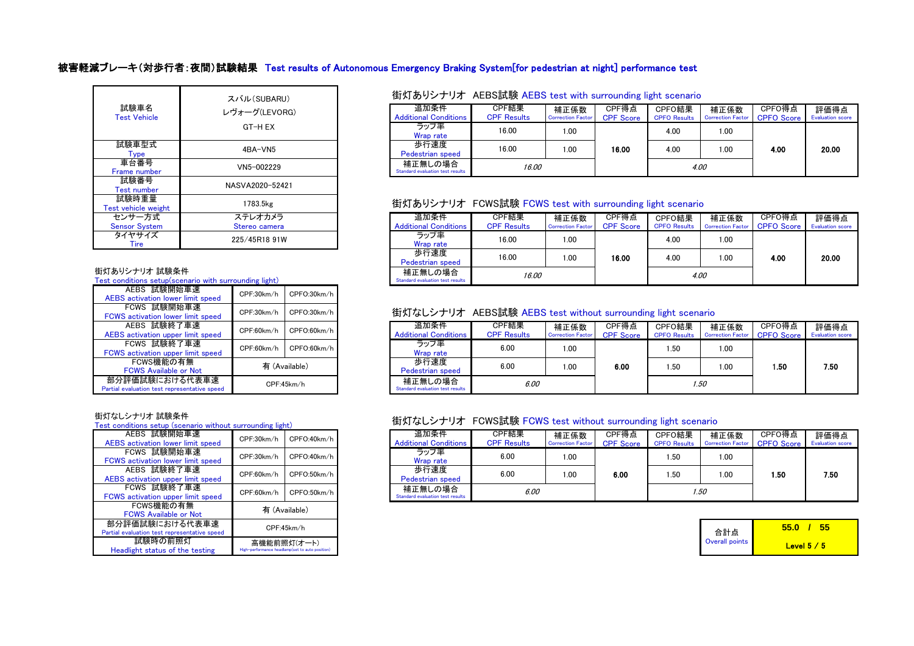## 被害軽減ブレーキ(対歩行者:夜間)試験結果 Test results of Autonomous Emergency Braking System[for pedestrian at night] performance test

| 試験車名 Test Vehicle | スバル(SUBARU) レヴォーグ(LEVORG) GT-H EX |
|---|---|
| 試験車型式 Type | 4BA-VN5 |
| 車台番号 Frame number | VN5-002229 |
| 試験番号 Test number | NASVA2020-52421 |
| 試験時重量 Test vehicle weight | 1783.5kg |
| センサー方式 Sensor System | ステレオカメラ Stereo camera |
| タイヤサイズ Tire | 225/45R18 91W |

### 街灯ありシナリオ 試験条件 Test conditions setup(scenario with surrounding light)

| 項目 | | |
|---|---|---|
| AEBS 試験開始車速 AEBS activation lower limit speed | CPF:30km/h | CPFO:30km/h |
| FCWS 試験開始車速 FCWS activation lower limit speed | CPF:30km/h | CPFO:30km/h |
| AEBS 試験終了車速 AEBS activation upper limit speed | CPF:60km/h | CPFO:60km/h |
| FCWS 試験終了車速 FCWS activation upper limit speed | CPF:60km/h | CPFO:60km/h |
| FCWS機能の有無 FCWS Available or Not | 有 (Available) | |
| 部分評価試験における代表車速 Partial evaluation test representative speed | CPF:45km/h | |

### 街灯なしシナリオ 試験条件 Test conditions setup (scenario without surrounding light)

| 項目 | | |
|---|---|---|
| AEBS 試験開始車速 AEBS activation lower limit speed | CPF:30km/h | CPFO:40km/h |
| FCWS 試験開始車速 FCWS activation lower limit speed | CPF:30km/h | CPFO:40km/h |
| AEBS 試験終了車速 AEBS activation upper limit speed | CPF:60km/h | CPFO:50km/h |
| FCWS 試験終了車速 FCWS activation upper limit speed | CPF:60km/h | CPFO:50km/h |
| FCWS機能の有無 FCWS Available or Not | 有 (Available) | |
| 部分評価試験における代表車速 Partial evaluation test representative speed | CPF:45km/h | |
| 試験時の前照灯 Headlight status of the testing | 高機能前照灯(オート) High-performance headlamp(set to auto position) | |

### 街灯ありシナリオ AEBS試験 AEBS test with surrounding light scenario

| 追加条件 Additional Conditions | CPF結果 CPF Results | 補正係数 Correction Factor | CPF得点 CPF Score | CPFO結果 CPFO Results | 補正係数 Correction Factor | CPFO得点 CPFO Score | 評価得点 Evaluation score |
|---|---|---|---|---|---|---|---|
| ラップ率 Wrap rate | 16.00 | 1.00 | 16.00 | 4.00 | 1.00 | 4.00 | 20.00 |
| 歩行速度 Pedestrian speed | 16.00 | 1.00 | | 4.00 | 1.00 | | |
| 補正無しの場合 Standard evaluation test results | 16.00 | | | 4.00 | | | |

### 街灯ありシナリオ FCWS試験 FCWS test with surrounding light scenario

| 追加条件 Additional Conditions | CPF結果 CPF Results | 補正係数 Correction Factor | CPF得点 CPF Score | CPFO結果 CPFO Results | 補正係数 Correction Factor | CPFO得点 CPFO Score | 評価得点 Evaluation score |
|---|---|---|---|---|---|---|---|
| ラップ率 Wrap rate | 16.00 | 1.00 | 16.00 | 4.00 | 1.00 | 4.00 | 20.00 |
| 歩行速度 Pedestrian speed | 16.00 | 1.00 | | 4.00 | 1.00 | | |
| 補正無しの場合 Standard evaluation test results | 16.00 | | | 4.00 | | | |

### 街灯なしシナリオ AEBS試験 AEBS test without surrounding light scenario

| 追加条件 Additional Conditions | CPF結果 CPF Results | 補正係数 Correction Factor | CPF得点 CPF Score | CPFO結果 CPFO Results | 補正係数 Correction Factor | CPFO得点 CPFO Score | 評価得点 Evaluation score |
|---|---|---|---|---|---|---|---|
| ラップ率 Wrap rate | 6.00 | 1.00 | 6.00 | 1.50 | 1.00 | 1.50 | 7.50 |
| 歩行速度 Pedestrian speed | 6.00 | 1.00 | | 1.50 | 1.00 | | |
| 補正無しの場合 Standard evaluation test results | 6.00 | | | 1.50 | | | |

### 街灯なしシナリオ FCWS試験 FCWS test without surrounding light scenario

| 追加条件 Additional Conditions | CPF結果 CPF Results | 補正係数 Correction Factor | CPF得点 CPF Score | CPFO結果 CPFO Results | 補正係数 Correction Factor | CPFO得点 CPFO Score | 評価得点 Evaluation score |
|---|---|---|---|---|---|---|---|
| ラップ率 Wrap rate | 6.00 | 1.00 | 6.00 | 1.50 | 1.00 | 1.50 | 7.50 |
| 歩行速度 Pedestrian speed | 6.00 | 1.00 | | 1.50 | 1.00 | | |
| 補正無しの場合 Standard evaluation test results | 6.00 | | | 1.50 | | | |

| 合計点 Overall points | 55.0 / 55 Level 5 / 5 |
|---|---|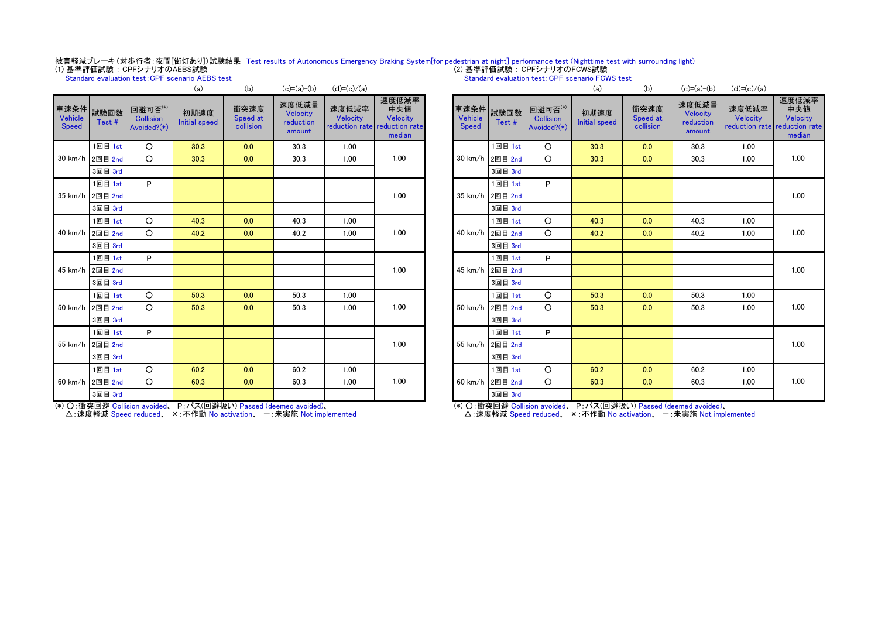被害軽減ブレーキ(対歩行者:夜間[街灯あり])試験結果 Test results of Autonomous Emergency Braking System[for pedestrian at night] performance test (Nighttime test with surrounding light)

(1) 基準評価試験 : CPFシナリオのAEBS試験
Standard evaluation test:CPF scenario AEBS test

| 車速条件 Vehicle Speed | 試験回数 Test # | 回避可否(*) Collision Avoided?(*) | 初期速度 Initial speed (a) | 衝突速度 Speed at collision (b) | 速度低減量 Velocity reduction amount (c)=(a)-(b) | 速度低減率 Velocity reduction rate (d)=(c)/(a) | 速度低減率中央値 Velocity reduction rate median |
|---|---|---|---|---|---|---|---|
| 30 km/h | 1回目 1st | ○ | 30.3 | 0.0 | 30.3 | 1.00 | 1.00 |
| | 2回目 2nd | ○ | 30.3 | 0.0 | 30.3 | 1.00 | |
| | 3回目 3rd | | | | | | |
| 35 km/h | 1回目 1st | P | | | | | 1.00 |
| | 2回目 2nd | | | | | | |
| | 3回目 3rd | | | | | | |
| 40 km/h | 1回目 1st | ○ | 40.3 | 0.0 | 40.3 | 1.00 | 1.00 |
| | 2回目 2nd | ○ | 40.2 | 0.0 | 40.2 | 1.00 | |
| | 3回目 3rd | | | | | | |
| 45 km/h | 1回目 1st | P | | | | | 1.00 |
| | 2回目 2nd | | | | | | |
| | 3回目 3rd | | | | | | |
| 50 km/h | 1回目 1st | ○ | 50.3 | 0.0 | 50.3 | 1.00 | 1.00 |
| | 2回目 2nd | ○ | 50.3 | 0.0 | 50.3 | 1.00 | |
| | 3回目 3rd | | | | | | |
| 55 km/h | 1回目 1st | P | | | | | 1.00 |
| | 2回目 2nd | | | | | | |
| | 3回目 3rd | | | | | | |
| 60 km/h | 1回目 1st | ○ | 60.2 | 0.0 | 60.2 | 1.00 | 1.00 |
| | 2回目 2nd | ○ | 60.3 | 0.0 | 60.3 | 1.00 | |
| | 3回目 3rd | | | | | | |

(*) ○:衝突回避 Collision avoided、 P:パス(回避扱い) Passed (deemed avoided)、
△:速度軽減 Speed reduced、 ×:不作動 No activation、 ー:未実施 Not implemented

(2) 基準評価試験 : CPFシナリオのFCWS試験
Standard evaluation test:CPF scenario FCWS test

| 車速条件 Vehicle Speed | 試験回数 Test # | 回避可否(*) Collision Avoided?(*) | 初期速度 Initial speed (a) | 衝突速度 Speed at collision (b) | 速度低減量 Velocity reduction amount (c)=(a)-(b) | 速度低減率 Velocity reduction rate (d)=(c)/(a) | 速度低減率中央値 Velocity reduction rate median |
|---|---|---|---|---|---|---|---|
| 30 km/h | 1回目 1st | ○ | 30.3 | 0.0 | 30.3 | 1.00 | 1.00 |
| | 2回目 2nd | ○ | 30.3 | 0.0 | 30.3 | 1.00 | |
| | 3回目 3rd | | | | | | |
| 35 km/h | 1回目 1st | P | | | | | 1.00 |
| | 2回目 2nd | | | | | | |
| | 3回目 3rd | | | | | | |
| 40 km/h | 1回目 1st | ○ | 40.3 | 0.0 | 40.3 | 1.00 | 1.00 |
| | 2回目 2nd | ○ | 40.2 | 0.0 | 40.2 | 1.00 | |
| | 3回目 3rd | | | | | | |
| 45 km/h | 1回目 1st | P | | | | | 1.00 |
| | 2回目 2nd | | | | | | |
| | 3回目 3rd | | | | | | |
| 50 km/h | 1回目 1st | ○ | 50.3 | 0.0 | 50.3 | 1.00 | 1.00 |
| | 2回目 2nd | ○ | 50.3 | 0.0 | 50.3 | 1.00 | |
| | 3回目 3rd | | | | | | |
| 55 km/h | 1回目 1st | P | | | | | 1.00 |
| | 2回目 2nd | | | | | | |
| | 3回目 3rd | | | | | | |
| 60 km/h | 1回目 1st | ○ | 60.2 | 0.0 | 60.2 | 1.00 | 1.00 |
| | 2回目 2nd | ○ | 60.3 | 0.0 | 60.3 | 1.00 | |
| | 3回目 3rd | | | | | | |

(*) ○:衝突回避 Collision avoided、 P:パス(回避扱い) Passed (deemed avoided)、
△:速度軽減 Speed reduced、 ×:不作動 No activation、 ー:未実施 Not implemented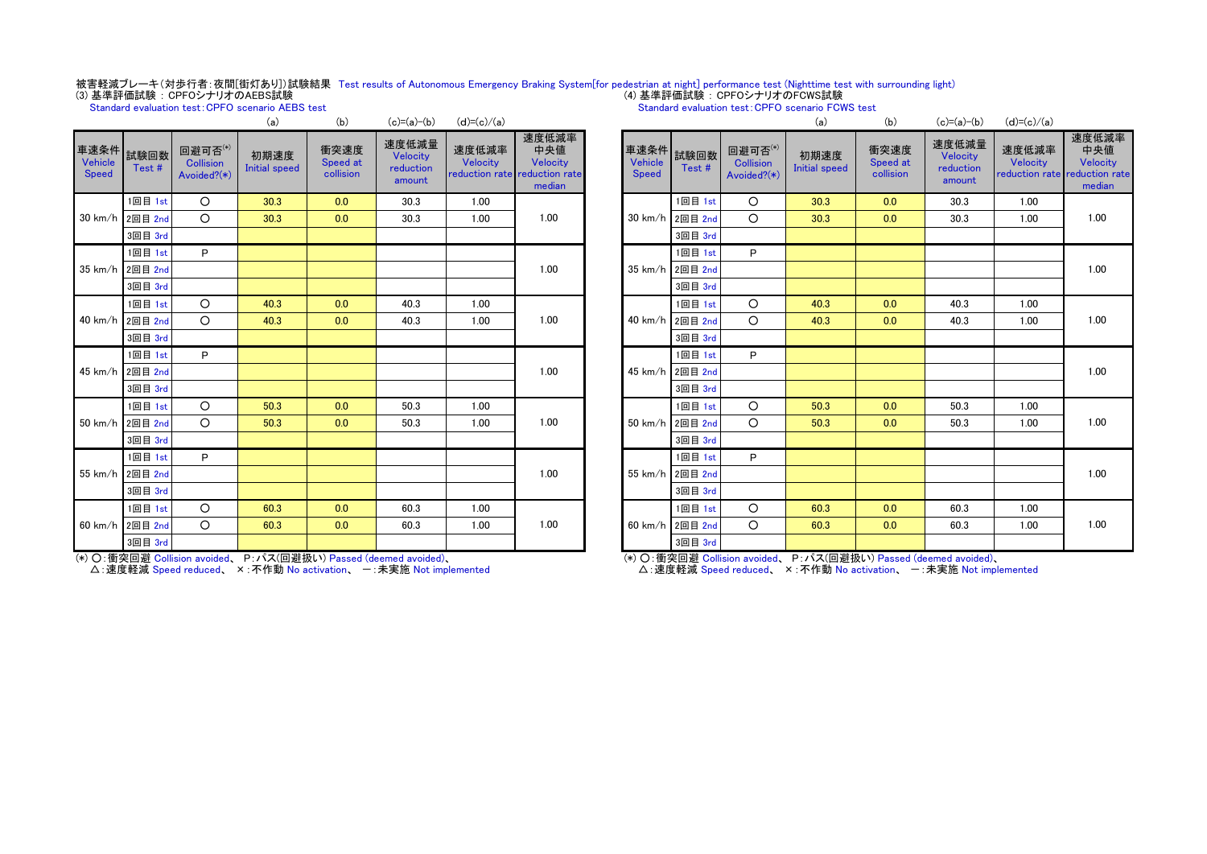被害軽減ブレーキ（対歩行者：夜間[街灯あり]）試験結果　Test results of Autonomous Emergency Braking System[for pedestrian at night] performance test (Nighttime test with surrounding light)

(3) 基準評価試験 ： CPFOシナリオのAEBS試験
Standard evaluation test：CPFO scenario AEBS test

| 車速条件 Vehicle Speed | 試験回数 Test # | 回避可否(*) Collision Avoided?(*) | (a) 初期速度 Initial speed | (b) 衝突速度 Speed at collision | (c)=(a)-(b) 速度低減量 Velocity reduction amount | (d)=(c)/(a) 速度低減率 Velocity reduction rate | 速度低減率中央値 Velocity reduction rate median |
|---|---|---|---|---|---|---|---|
| 30 km/h | 1回目 1st | ○ | 30.3 | 0.0 | 30.3 | 1.00 | 1.00 |
| | 2回目 2nd | ○ | 30.3 | 0.0 | 30.3 | 1.00 | |
| | 3回目 3rd | | | | | | |
| 35 km/h | 1回目 1st | P | | | | | 1.00 |
| | 2回目 2nd | | | | | | |
| | 3回目 3rd | | | | | | |
| 40 km/h | 1回目 1st | ○ | 40.3 | 0.0 | 40.3 | 1.00 | 1.00 |
| | 2回目 2nd | ○ | 40.3 | 0.0 | 40.3 | 1.00 | |
| | 3回目 3rd | | | | | | |
| 45 km/h | 1回目 1st | P | | | | | 1.00 |
| | 2回目 2nd | | | | | | |
| | 3回目 3rd | | | | | | |
| 50 km/h | 1回目 1st | ○ | 50.3 | 0.0 | 50.3 | 1.00 | 1.00 |
| | 2回目 2nd | ○ | 50.3 | 0.0 | 50.3 | 1.00 | |
| | 3回目 3rd | | | | | | |
| 55 km/h | 1回目 1st | P | | | | | 1.00 |
| | 2回目 2nd | | | | | | |
| | 3回目 3rd | | | | | | |
| 60 km/h | 1回目 1st | ○ | 60.3 | 0.0 | 60.3 | 1.00 | 1.00 |
| | 2回目 2nd | ○ | 60.3 | 0.0 | 60.3 | 1.00 | |
| | 3回目 3rd | | | | | | |

(*) ○：衝突回避 Collision avoided、 P：パス(回避扱い) Passed (deemed avoided)、
△：速度軽減 Speed reduced、 ×：不作動 No activation、 ー：未実施 Not implemented

(4) 基準評価試験 ： CPFOシナリオのFCWS試験
Standard evaluation test：CPFO scenario FCWS test

| 車速条件 Vehicle Speed | 試験回数 Test # | 回避可否(*) Collision Avoided?(*) | (a) 初期速度 Initial speed | (b) 衝突速度 Speed at collision | (c)=(a)-(b) 速度低減量 Velocity reduction amount | (d)=(c)/(a) 速度低減率 Velocity reduction rate | 速度低減率中央値 Velocity reduction rate median |
|---|---|---|---|---|---|---|---|
| 30 km/h | 1回目 1st | ○ | 30.3 | 0.0 | 30.3 | 1.00 | 1.00 |
| | 2回目 2nd | ○ | 30.3 | 0.0 | 30.3 | 1.00 | |
| | 3回目 3rd | | | | | | |
| 35 km/h | 1回目 1st | P | | | | | 1.00 |
| | 2回目 2nd | | | | | | |
| | 3回目 3rd | | | | | | |
| 40 km/h | 1回目 1st | ○ | 40.3 | 0.0 | 40.3 | 1.00 | 1.00 |
| | 2回目 2nd | ○ | 40.3 | 0.0 | 40.3 | 1.00 | |
| | 3回目 3rd | | | | | | |
| 45 km/h | 1回目 1st | P | | | | | 1.00 |
| | 2回目 2nd | | | | | | |
| | 3回目 3rd | | | | | | |
| 50 km/h | 1回目 1st | ○ | 50.3 | 0.0 | 50.3 | 1.00 | 1.00 |
| | 2回目 2nd | ○ | 50.3 | 0.0 | 50.3 | 1.00 | |
| | 3回目 3rd | | | | | | |
| 55 km/h | 1回目 1st | P | | | | | 1.00 |
| | 2回目 2nd | | | | | | |
| | 3回目 3rd | | | | | | |
| 60 km/h | 1回目 1st | ○ | 60.3 | 0.0 | 60.3 | 1.00 | 1.00 |
| | 2回目 2nd | ○ | 60.3 | 0.0 | 60.3 | 1.00 | |
| | 3回目 3rd | | | | | | |

(*) ○：衝突回避 Collision avoided、 P：パス(回避扱い) Passed (deemed avoided)、
△：速度軽減 Speed reduced、 ×：不作動 No activation、 ー：未実施 Not implemented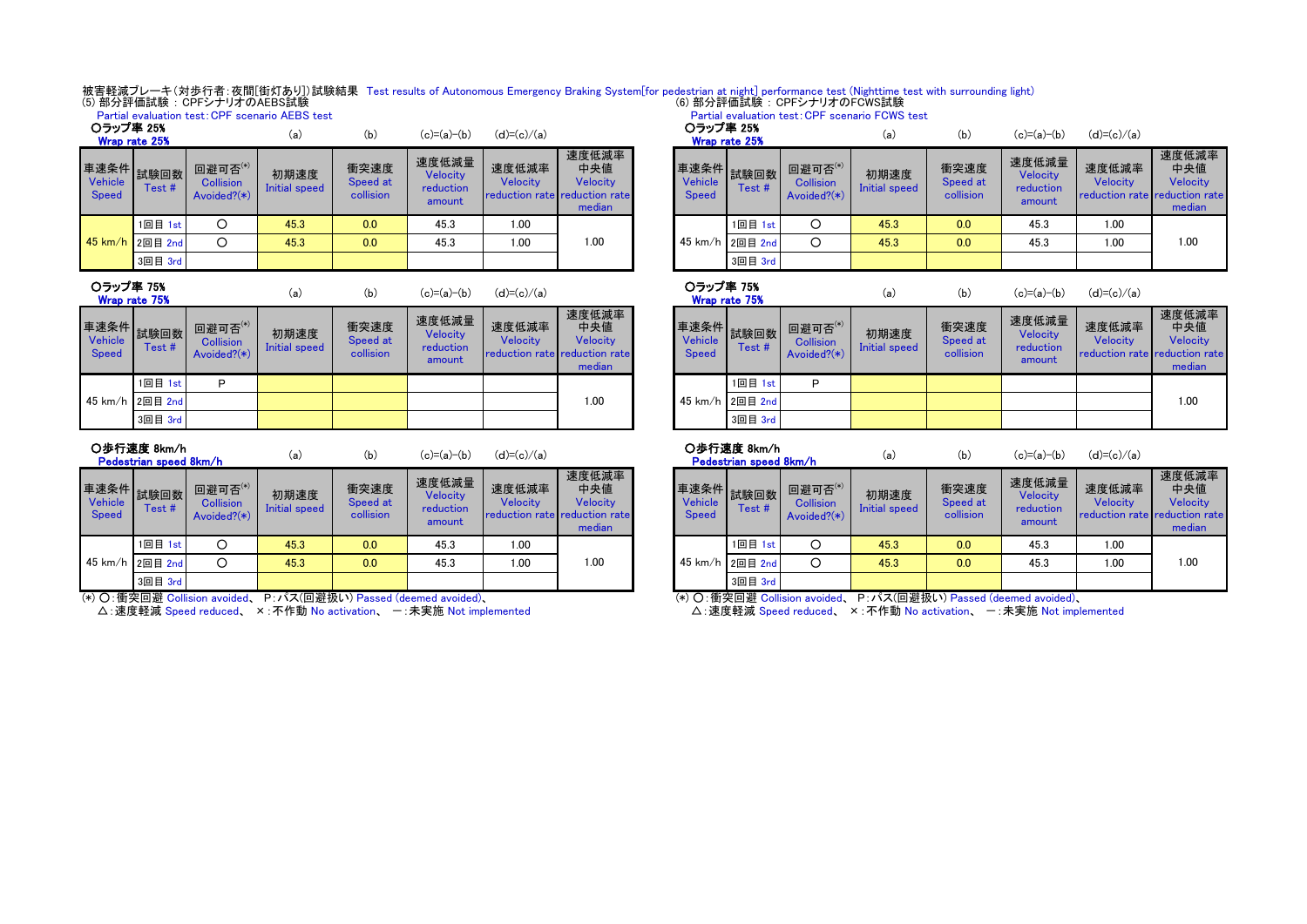被害軽減ブレーキ(対歩行者:夜間[街灯あり])試験結果 Test results of Autonomous Emergency Braking System[for pedestrian at night] performance test (Nighttime test with surrounding light)

## (5) 部分評価試験 : CPFシナリオのAEBS試験
Partial evaluation test: CPF scenario AEBS test

### ○ラップ率 25%
Wrap rate 25%

| 車速条件 Vehicle Speed | 試験回数 Test # | 回避可否(*) Collision Avoided?(*) | (a) 初期速度 Initial speed | (b) 衝突速度 Speed at collision | (c)=(a)-(b) 速度低減量 Velocity reduction amount | (d)=(c)/(a) 速度低減率 Velocity reduction rate | 速度低減率中央値 Velocity reduction rate median |
|---|---|---|---|---|---|---|---|
| 45 km/h | 1回目 1st | ○ | 45.3 | 0.0 | 45.3 | 1.00 | 1.00 |
| | 2回目 2nd | ○ | 45.3 | 0.0 | 45.3 | 1.00 | |
| | 3回目 3rd | | | | | | |

### ○ラップ率 75%
Wrap rate 75%

| 車速条件 Vehicle Speed | 試験回数 Test # | 回避可否(*) Collision Avoided?(*) | (a) 初期速度 Initial speed | (b) 衝突速度 Speed at collision | (c)=(a)-(b) 速度低減量 Velocity reduction amount | (d)=(c)/(a) 速度低減率 Velocity reduction rate | 速度低減率中央値 Velocity reduction rate median |
|---|---|---|---|---|---|---|---|
| 45 km/h | 1回目 1st | P | | | | | 1.00 |
| | 2回目 2nd | | | | | | |
| | 3回目 3rd | | | | | | |

### ○歩行速度 8km/h
Pedestrian speed 8km/h

| 車速条件 Vehicle Speed | 試験回数 Test # | 回避可否(*) Collision Avoided?(*) | (a) 初期速度 Initial speed | (b) 衝突速度 Speed at collision | (c)=(a)-(b) 速度低減量 Velocity reduction amount | (d)=(c)/(a) 速度低減率 Velocity reduction rate | 速度低減率中央値 Velocity reduction rate median |
|---|---|---|---|---|---|---|---|
| 45 km/h | 1回目 1st | ○ | 45.3 | 0.0 | 45.3 | 1.00 | 1.00 |
| | 2回目 2nd | ○ | 45.3 | 0.0 | 45.3 | 1.00 | |
| | 3回目 3rd | | | | | | |

(*) ○:衝突回避 Collision avoided、 P:パス(回避扱い) Passed (deemed avoided)、
△:速度軽減 Speed reduced、 ×:不作動 No activation、 ー:未実施 Not implemented

## (6) 部分評価試験 : CPFシナリオのFCWS試験
Partial evaluation test: CPF scenario FCWS test

### ○ラップ率 25%
Wrap rate 25%

| 車速条件 Vehicle Speed | 試験回数 Test # | 回避可否(*) Collision Avoided?(*) | (a) 初期速度 Initial speed | (b) 衝突速度 Speed at collision | (c)=(a)-(b) 速度低減量 Velocity reduction amount | (d)=(c)/(a) 速度低減率 Velocity reduction rate | 速度低減率中央値 Velocity reduction rate median |
|---|---|---|---|---|---|---|---|
| 45 km/h | 1回目 1st | ○ | 45.3 | 0.0 | 45.3 | 1.00 | 1.00 |
| | 2回目 2nd | ○ | 45.3 | 0.0 | 45.3 | 1.00 | |
| | 3回目 3rd | | | | | | |

### ○ラップ率 75%
Wrap rate 75%

| 車速条件 Vehicle Speed | 試験回数 Test # | 回避可否(*) Collision Avoided?(*) | (a) 初期速度 Initial speed | (b) 衝突速度 Speed at collision | (c)=(a)-(b) 速度低減量 Velocity reduction amount | (d)=(c)/(a) 速度低減率 Velocity reduction rate | 速度低減率中央値 Velocity reduction rate median |
|---|---|---|---|---|---|---|---|
| 45 km/h | 1回目 1st | P | | | | | 1.00 |
| | 2回目 2nd | | | | | | |
| | 3回目 3rd | | | | | | |

### ○歩行速度 8km/h
Pedestrian speed 8km/h

| 車速条件 Vehicle Speed | 試験回数 Test # | 回避可否(*) Collision Avoided?(*) | (a) 初期速度 Initial speed | (b) 衝突速度 Speed at collision | (c)=(a)-(b) 速度低減量 Velocity reduction amount | (d)=(c)/(a) 速度低減率 Velocity reduction rate | 速度低減率中央値 Velocity reduction rate median |
|---|---|---|---|---|---|---|---|
| 45 km/h | 1回目 1st | ○ | 45.3 | 0.0 | 45.3 | 1.00 | 1.00 |
| | 2回目 2nd | ○ | 45.3 | 0.0 | 45.3 | 1.00 | |
| | 3回目 3rd | | | | | | |

(*) ○:衝突回避 Collision avoided、 P:パス(回避扱い) Passed (deemed avoided)、
△:速度軽減 Speed reduced、 ×:不作動 No activation、 ー:未実施 Not implemented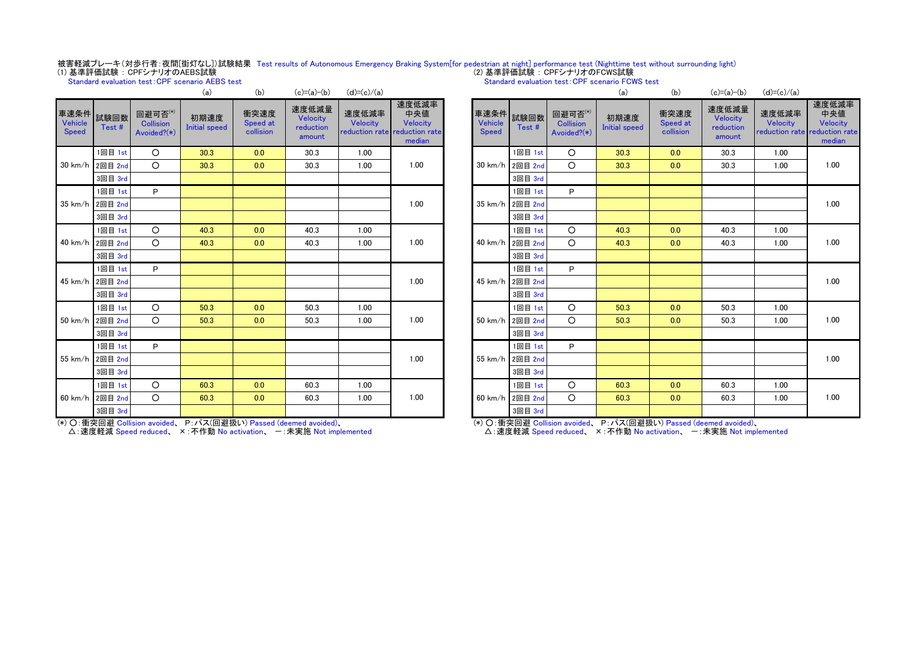被害軽減ブレーキ(対歩行者:夜間[街灯なし])試験結果 Test results of Autonomous Emergency Braking System[for pedestrian at night] performance test (Nighttime test without surrounding light)

(1) 基準評価試験 : CPFシナリオのAEBS試験
Standard evaluation test:CPF scenario AEBS test

| 車速条件 Vehicle Speed | 試験回数 Test # | 回避可否(*) Collision Avoided?(*) | (a) 初期速度 Initial speed | (b) 衝突速度 Speed at collision | (c)=(a)-(b) 速度低減量 Velocity reduction amount | (d)=(c)/(a) 速度低減率 Velocity reduction rate | 速度低減率中央値 Velocity reduction rate median |
|---|---|---|---|---|---|---|---|
| 30 km/h | 1回目 1st | ○ | 30.3 | 0.0 | 30.3 | 1.00 | 1.00 |
| | 2回目 2nd | ○ | 30.3 | 0.0 | 30.3 | 1.00 | |
| | 3回目 3rd | | | | | | |
| 35 km/h | 1回目 1st | P | | | | | 1.00 |
| | 2回目 2nd | | | | | | |
| | 3回目 3rd | | | | | | |
| 40 km/h | 1回目 1st | ○ | 40.3 | 0.0 | 40.3 | 1.00 | 1.00 |
| | 2回目 2nd | ○ | 40.3 | 0.0 | 40.3 | 1.00 | |
| | 3回目 3rd | | | | | | |
| 45 km/h | 1回目 1st | P | | | | | 1.00 |
| | 2回目 2nd | | | | | | |
| | 3回目 3rd | | | | | | |
| 50 km/h | 1回目 1st | ○ | 50.3 | 0.0 | 50.3 | 1.00 | 1.00 |
| | 2回目 2nd | ○ | 50.3 | 0.0 | 50.3 | 1.00 | |
| | 3回目 3rd | | | | | | |
| 55 km/h | 1回目 1st | P | | | | | 1.00 |
| | 2回目 2nd | | | | | | |
| | 3回目 3rd | | | | | | |
| 60 km/h | 1回目 1st | ○ | 60.3 | 0.0 | 60.3 | 1.00 | 1.00 |
| | 2回目 2nd | ○ | 60.3 | 0.0 | 60.3 | 1.00 | |
| | 3回目 3rd | | | | | | |

(*) ○:衝突回避 Collision avoided、 P:パス(回避扱い) Passed (deemed avoided)、
△:速度軽減 Speed reduced、 ×:不作動 No activation、 ー:未実施 Not implemented

(2) 基準評価試験 : CPFシナリオのFCWS試験
Standard evaluation test:CPF scenario FCWS test

| 車速条件 Vehicle Speed | 試験回数 Test # | 回避可否(*) Collision Avoided?(*) | (a) 初期速度 Initial speed | (b) 衝突速度 Speed at collision | (c)=(a)-(b) 速度低減量 Velocity reduction amount | (d)=(c)/(a) 速度低減率 Velocity reduction rate | 速度低減率中央値 Velocity reduction rate median |
|---|---|---|---|---|---|---|---|
| 30 km/h | 1回目 1st | ○ | 30.3 | 0.0 | 30.3 | 1.00 | 1.00 |
| | 2回目 2nd | ○ | 30.3 | 0.0 | 30.3 | 1.00 | |
| | 3回目 3rd | | | | | | |
| 35 km/h | 1回目 1st | P | | | | | 1.00 |
| | 2回目 2nd | | | | | | |
| | 3回目 3rd | | | | | | |
| 40 km/h | 1回目 1st | ○ | 40.3 | 0.0 | 40.3 | 1.00 | 1.00 |
| | 2回目 2nd | ○ | 40.3 | 0.0 | 40.3 | 1.00 | |
| | 3回目 3rd | | | | | | |
| 45 km/h | 1回目 1st | P | | | | | 1.00 |
| | 2回目 2nd | | | | | | |
| | 3回目 3rd | | | | | | |
| 50 km/h | 1回目 1st | ○ | 50.3 | 0.0 | 50.3 | 1.00 | 1.00 |
| | 2回目 2nd | ○ | 50.3 | 0.0 | 50.3 | 1.00 | |
| | 3回目 3rd | | | | | | |
| 55 km/h | 1回目 1st | P | | | | | 1.00 |
| | 2回目 2nd | | | | | | |
| | 3回目 3rd | | | | | | |
| 60 km/h | 1回目 1st | ○ | 60.3 | 0.0 | 60.3 | 1.00 | 1.00 |
| | 2回目 2nd | ○ | 60.3 | 0.0 | 60.3 | 1.00 | |
| | 3回目 3rd | | | | | | |

(*) ○:衝突回避 Collision avoided、 P:パス(回避扱い) Passed (deemed avoided)、
△:速度軽減 Speed reduced、 ×:不作動 No activation、 ー:未実施 Not implemented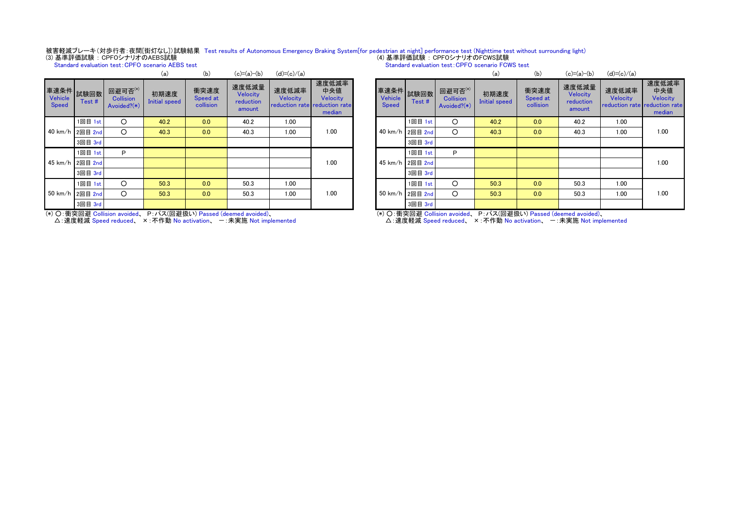被害軽減ブレーキ（対歩行者：夜間[街灯なし]）試験結果　Test results of Autonomous Emergency Braking System[for pedestrian at night] performance test (Nighttime test without surrounding light)

(3) 基準評価試験 : CPFOシナリオのAEBS試験
Standard evaluation test : CPFO scenario AEBS test

| 車速条件 Vehicle Speed | 試験回数 Test # | 回避可否(*) Collision Avoided?(*) | 初期速度 Initial speed (a) | 衝突速度 Speed at collision (b) | 速度低減量 Velocity reduction amount (c)=(a)-(b) | 速度低減率 Velocity reduction rate (d)=(c)/(a) | 速度低減率中央値 Velocity reduction rate median |
|---|---|---|---|---|---|---|---|
| 40 km/h | 1回目 1st | ○ | 40.2 | 0.0 | 40.2 | 1.00 | 1.00 |
| | 2回目 2nd | ○ | 40.3 | 0.0 | 40.3 | 1.00 | |
| | 3回目 3rd | | | | | | |
| 45 km/h | 1回目 1st | P | | | | | 1.00 |
| | 2回目 2nd | | | | | | |
| | 3回目 3rd | | | | | | |
| 50 km/h | 1回目 1st | ○ | 50.3 | 0.0 | 50.3 | 1.00 | 1.00 |
| | 2回目 2nd | ○ | 50.3 | 0.0 | 50.3 | 1.00 | |
| | 3回目 3rd | | | | | | |

(*) ○：衝突回避 Collision avoided、 P：パス(回避扱い) Passed (deemed avoided)、
△：速度軽減 Speed reduced、 ×：不作動 No activation、 ー：未実施 Not implemented

(4) 基準評価試験 : CPFOシナリオのFCWS試験
Standard evaluation test : CPFO scenario FCWS test

| 車速条件 Vehicle Speed | 試験回数 Test # | 回避可否(*) Collision Avoided?(*) | 初期速度 Initial speed (a) | 衝突速度 Speed at collision (b) | 速度低減量 Velocity reduction amount (c)=(a)-(b) | 速度低減率 Velocity reduction rate (d)=(c)/(a) | 速度低減率中央値 Velocity reduction rate median |
|---|---|---|---|---|---|---|---|
| 40 km/h | 1回目 1st | ○ | 40.2 | 0.0 | 40.2 | 1.00 | 1.00 |
| | 2回目 2nd | ○ | 40.3 | 0.0 | 40.3 | 1.00 | |
| | 3回目 3rd | | | | | | |
| 45 km/h | 1回目 1st | P | | | | | 1.00 |
| | 2回目 2nd | | | | | | |
| | 3回目 3rd | | | | | | |
| 50 km/h | 1回目 1st | ○ | 50.3 | 0.0 | 50.3 | 1.00 | 1.00 |
| | 2回目 2nd | ○ | 50.3 | 0.0 | 50.3 | 1.00 | |
| | 3回目 3rd | | | | | | |

(*) ○：衝突回避 Collision avoided、 P：パス(回避扱い) Passed (deemed avoided)、
△：速度軽減 Speed reduced、 ×：不作動 No activation、 ー：未実施 Not implemented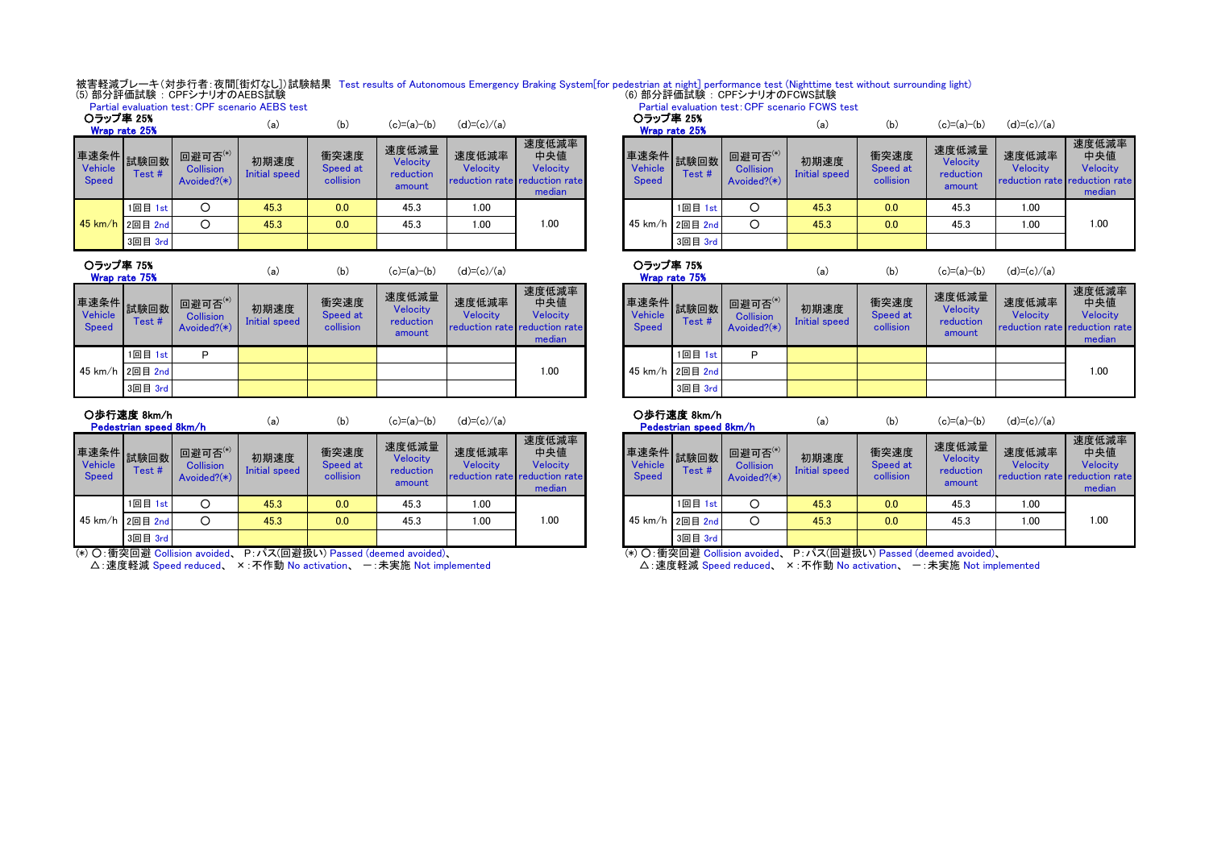被害軽減ブレーキ(対歩行者:夜間[街灯なし])試験結果 Test results of Autonomous Emergency Braking System[for pedestrian at night] performance test (Nighttime test without surrounding light)

## (5) 部分評価試験 : CPFシナリオのAEBS試験

Partial evaluation test: CPF scenario AEBS test

### ○ラップ率 25%

Wrap rate 25%

| 車速条件 Vehicle Speed | 試験回数 Test # | 回避可否(*) Collision Avoided?(*) | (a) 初期速度 Initial speed | (b) 衝突速度 Speed at collision | (c)=(a)-(b) 速度低減量 Velocity reduction amount | (d)=(c)/(a) 速度低減率 Velocity reduction rate | 速度低減率中央値 Velocity reduction rate median |
|---|---|---|---|---|---|---|---|
| 45 km/h | 1回目 1st | ○ | 45.3 | 0.0 | 45.3 | 1.00 | 1.00 |
| | 2回目 2nd | ○ | 45.3 | 0.0 | 45.3 | 1.00 | |
| | 3回目 3rd | | | | | | |

### ○ラップ率 75%

Wrap rate 75%

| 車速条件 Vehicle Speed | 試験回数 Test # | 回避可否(*) Collision Avoided?(*) | (a) 初期速度 Initial speed | (b) 衝突速度 Speed at collision | (c)=(a)-(b) 速度低減量 Velocity reduction amount | (d)=(c)/(a) 速度低減率 Velocity reduction rate | 速度低減率中央値 Velocity reduction rate median |
|---|---|---|---|---|---|---|---|
| 45 km/h | 1回目 1st | P | | | | | 1.00 |
| | 2回目 2nd | | | | | | |
| | 3回目 3rd | | | | | | |

### ○歩行速度 8km/h

Pedestrian speed 8km/h

| 車速条件 Vehicle Speed | 試験回数 Test # | 回避可否(*) Collision Avoided?(*) | (a) 初期速度 Initial speed | (b) 衝突速度 Speed at collision | (c)=(a)-(b) 速度低減量 Velocity reduction amount | (d)=(c)/(a) 速度低減率 Velocity reduction rate | 速度低減率中央値 Velocity reduction rate median |
|---|---|---|---|---|---|---|---|
| 45 km/h | 1回目 1st | ○ | 45.3 | 0.0 | 45.3 | 1.00 | 1.00 |
| | 2回目 2nd | ○ | 45.3 | 0.0 | 45.3 | 1.00 | |
| | 3回目 3rd | | | | | | |

(*) ○:衝突回避 Collision avoided、 P:パス(回避扱い) Passed (deemed avoided)、
△:速度軽減 Speed reduced、 ×:不作動 No activation、 ー:未実施 Not implemented

## (6) 部分評価試験 : CPFシナリオのFCWS試験

Partial evaluation test: CPF scenario FCWS test

### ○ラップ率 25%

Wrap rate 25%

| 車速条件 Vehicle Speed | 試験回数 Test # | 回避可否(*) Collision Avoided?(*) | (a) 初期速度 Initial speed | (b) 衝突速度 Speed at collision | (c)=(a)-(b) 速度低減量 Velocity reduction amount | (d)=(c)/(a) 速度低減率 Velocity reduction rate | 速度低減率中央値 Velocity reduction rate median |
|---|---|---|---|---|---|---|---|
| 45 km/h | 1回目 1st | ○ | 45.3 | 0.0 | 45.3 | 1.00 | 1.00 |
| | 2回目 2nd | ○ | 45.3 | 0.0 | 45.3 | 1.00 | |
| | 3回目 3rd | | | | | | |

### ○ラップ率 75%

Wrap rate 75%

| 車速条件 Vehicle Speed | 試験回数 Test # | 回避可否(*) Collision Avoided?(*) | (a) 初期速度 Initial speed | (b) 衝突速度 Speed at collision | (c)=(a)-(b) 速度低減量 Velocity reduction amount | (d)=(c)/(a) 速度低減率 Velocity reduction rate | 速度低減率中央値 Velocity reduction rate median |
|---|---|---|---|---|---|---|---|
| 45 km/h | 1回目 1st | P | | | | | 1.00 |
| | 2回目 2nd | | | | | | |
| | 3回目 3rd | | | | | | |

### ○歩行速度 8km/h

Pedestrian speed 8km/h

| 車速条件 Vehicle Speed | 試験回数 Test # | 回避可否(*) Collision Avoided?(*) | (a) 初期速度 Initial speed | (b) 衝突速度 Speed at collision | (c)=(a)-(b) 速度低減量 Velocity reduction amount | (d)=(c)/(a) 速度低減率 Velocity reduction rate | 速度低減率中央値 Velocity reduction rate median |
|---|---|---|---|---|---|---|---|
| 45 km/h | 1回目 1st | ○ | 45.3 | 0.0 | 45.3 | 1.00 | 1.00 |
| | 2回目 2nd | ○ | 45.3 | 0.0 | 45.3 | 1.00 | |
| | 3回目 3rd | | | | | | |

(*) ○:衝突回避 Collision avoided、 P:パス(回避扱い) Passed (deemed avoided)、
△:速度軽減 Speed reduced、 ×:不作動 No activation、 ー:未実施 Not implemented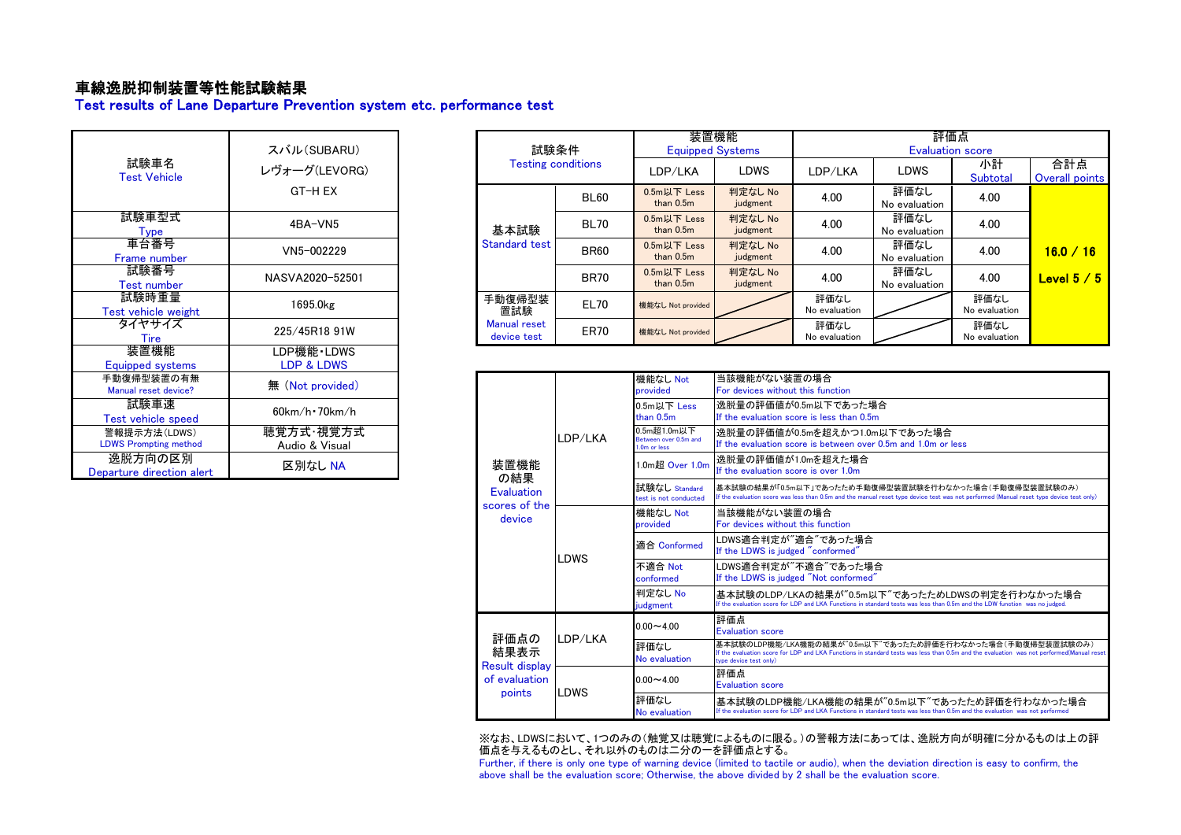# 車線逸脱抑制装置等性能試験結果
## Test results of Lane Departure Prevention system etc. performance test

| 項目 | 内容 |
|---|---|
| 試験車名 Test Vehicle | スバル(SUBARU) レヴォーグ(LEVORG) GT-H EX |
| 試験車型式 Type | 4BA-VN5 |
| 車台番号 Frame number | VN5-002229 |
| 試験番号 Test number | NASVA2020-52501 |
| 試験時重量 Test vehicle weight | 1695.0kg |
| タイヤサイズ Tire | 225/45R18 91W |
| 装置機能 Equipped systems | LDP機能・LDWS LDP & LDWS |
| 手動復帰型装置の有無 Manual reset device? | 無 (Not provided) |
| 試験車速 Test vehicle speed | 60km/h・70km/h |
| 警報提示方法(LDWS) LDWS Prompting method | 聴覚方式･視覚方式 Audio & Visual |
| 逸脱方向の区別 Departure direction alert | 区別なし NA |

| 試験条件 Testing conditions | | 装置機能 Equipped Systems LDP/LKA | 装置機能 Equipped Systems LDWS | 評価点 Evaluation score LDP/LKA | 評価点 Evaluation score LDWS | 小計 Subtotal | 合計点 Overall points |
|---|---|---|---|---|---|---|---|
| 基本試験 Standard test | BL60 | 0.5m以下 Less than 0.5m | 判定なし No judgment | 4.00 | 評価なし No evaluation | 4.00 | **16.0 / 16** **Level 5 / 5** |
| | BL70 | 0.5m以下 Less than 0.5m | 判定なし No judgment | 4.00 | 評価なし No evaluation | 4.00 | |
| | BR60 | 0.5m以下 Less than 0.5m | 判定なし No judgment | 4.00 | 評価なし No evaluation | 4.00 | |
| | BR70 | 0.5m以下 Less than 0.5m | 判定なし No judgment | 4.00 | 評価なし No evaluation | 4.00 | |
| 手動復帰型装置試験 Manual reset device test | EL70 | 機能なし Not provided | | 評価なし No evaluation | | 評価なし No evaluation | |
| | ER70 | 機能なし Not provided | | 評価なし No evaluation | | 評価なし No evaluation | |

| 区分 | 対象 | 表示 | 説明 |
|---|---|---|---|
| 装置機能の結果 Evaluation scores of the device | LDP/LKA | 機能なし Not provided | 当該機能がない装置の場合 For devices without this function |
| | | 0.5m以下 Less than 0.5m | 逸脱量の評価値が0.5m以下であった場合 If the evaluation score is less than 0.5m |
| | | 0.5m超1.0m以下 Between over 0.5m and 1.0m or less | 逸脱量の評価値が0.5mを超えかつ1.0m以下であった場合 If the evaluation score is between over 0.5m and 1.0m or less |
| | | 1.0m超 Over 1.0m | 逸脱量の評価値が1.0mを超えた場合 If the evaluation score is over 1.0m |
| | | 試験なし Standard test is not conducted | 基本試験の結果が「0.5m以下」であったため手動復帰型装置試験を行わなかった場合(手動復帰型装置試験のみ) If the evaluation score was less than 0.5m and the manual reset type device test was not performed (Manual reset type device test only) |
| | LDWS | 機能なし Not provided | 当該機能がない装置の場合 For devices without this function |
| | | 適合 Conformed | LDWS適合判定が"適合"であった場合 If the LDWS is judged "conformed" |
| | | 不適合 Not conformed | LDWS適合判定が"不適合"であった場合 If the LDWS is judged "Not conformed" |
| | | 判定なし No judgment | 基本試験のLDP/LKAの結果が"0.5m以下"であったためLDWSの判定を行わなかった場合 If the evaluation score for LDP and LKA Functions in standard tests was less than 0.5m and the LDW function was no judged. |
| 評価点の結果表示 Result display of evaluation points | LDP/LKA | 0.00～4.00 | 評価点 Evaluation score |
| | | 評価なし No evaluation | 基本試験のLDP機能/LKA機能の結果が"0.5m以下"であったため評価を行わなかった場合(手動復帰型装置試験のみ) If the evaluation score for LDP and LKA Functions in standard tests was less than 0.5m and the evaluation was not performed(Manual reset type device test only) |
| | LDWS | 0.00～4.00 | 評価点 Evaluation score |
| | | 評価なし No evaluation | 基本試験のLDP機能/LKA機能の結果が"0.5m以下"であったため評価を行わなかった場合 If the evaluation score for LDP and LKA Functions in standard tests was less than 0.5m and the evaluation was not performed |

※なお、LDWSにおいて、1つのみの(触覚又は聴覚によるものに限る。)の警報方法にあっては、逸脱方向が明確に分かるものは上の評価点を与えるものとし、それ以外のものは二分の一を評価点とする。

Further, if there is only one type of warning device (limited to tactile or audio), when the deviation direction is easy to confirm, the above shall be the evaluation score; Otherwise, the above divided by 2 shall be the evaluation score.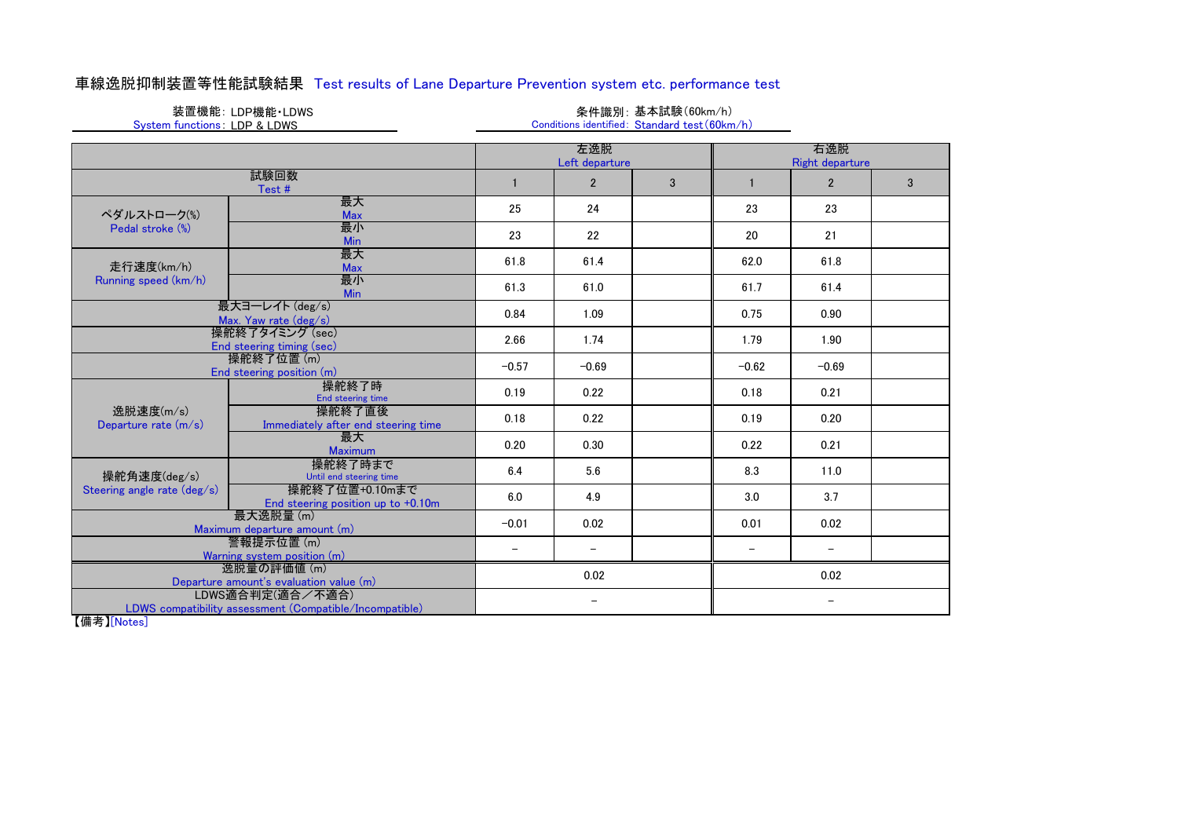# 車線逸脱抑制装置等性能試験結果 Test results of Lane Departure Prevention system etc. performance test

装置機能：LDP機能・LDWS
System functions：LDP & LDWS

条件識別：基本試験(60km/h)
Conditions identified：Standard test(60km/h)

| | | 左逸脱 Left departure | | | 右逸脱 Right departure | | |
|---|---|---|---|---|---|---|---|
| 試験回数 Test # | | 1 | 2 | 3 | 1 | 2 | 3 |
| ペダルストローク(%) Pedal stroke (%) | 最大 Max | 25 | 24 | | 23 | 23 | |
| | 最小 Min | 23 | 22 | | 20 | 21 | |
| 走行速度(km/h) Running speed (km/h) | 最大 Max | 61.8 | 61.4 | | 62.0 | 61.8 | |
| | 最小 Min | 61.3 | 61.0 | | 61.7 | 61.4 | |
| 最大ヨーレイト (deg/s) Max. Yaw rate (deg/s) | | 0.84 | 1.09 | | 0.75 | 0.90 | |
| 操舵終了タイミング (sec) End steering timing (sec) | | 2.66 | 1.74 | | 1.79 | 1.90 | |
| 操舵終了位置 (m) End steering position (m) | | −0.57 | −0.69 | | −0.62 | −0.69 | |
| 逸脱速度(m/s) Departure rate (m/s) | 操舵終了時 End steering time | 0.19 | 0.22 | | 0.18 | 0.21 | |
| | 操舵終了直後 Immediately after end steering time | 0.18 | 0.22 | | 0.19 | 0.20 | |
| | 最大 Maximum | 0.20 | 0.30 | | 0.22 | 0.21 | |
| 操舵角速度(deg/s) Steering angle rate (deg/s) | 操舵終了時まで Until end steering time | 6.4 | 5.6 | | 8.3 | 11.0 | |
| | 操舵終了位置+0.10mまで End steering position up to +0.10m | 6.0 | 4.9 | | 3.0 | 3.7 | |
| 最大逸脱量 (m) Maximum departure amount (m) | | −0.01 | 0.02 | | 0.01 | 0.02 | |
| 警報提示位置 (m) Warning system position (m) | | − | − | | − | − | |
| 逸脱量の評価値 (m) Departure amount's evaluation value (m) | | 0.02 | | | 0.02 | | |
| LDWS適合判定(適合／不適合) LDWS compatibility assessment (Compatible/Incompatible) | | − | | | − | | |

【備考】[Notes]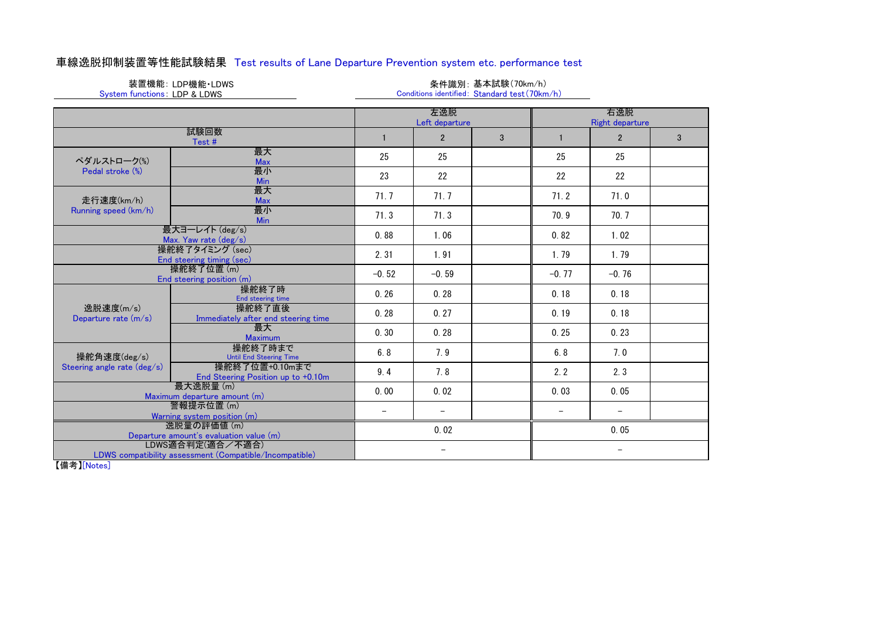# 車線逸脱抑制装置等性能試験結果 Test results of Lane Departure Prevention system etc. performance test

装置機能：LDP機能・LDWS
System functions：LDP & LDWS

条件識別：基本試験(70km/h)
Conditions identified：Standard test(70km/h)

| | | 左逸脱 Left departure | | | 右逸脱 Right departure | | |
|---|---|---|---|---|---|---|---|
| 試験回数 Test # | | 1 | 2 | 3 | 1 | 2 | 3 |
| ペダルストローク(%) Pedal stroke (%) | 最大 Max | 25 | 25 | | 25 | 25 | |
| | 最小 Min | 23 | 22 | | 22 | 22 | |
| 走行速度(km/h) Running speed (km/h) | 最大 Max | 71.7 | 71.7 | | 71.2 | 71.0 | |
| | 最小 Min | 71.3 | 71.3 | | 70.9 | 70.7 | |
| 最大ヨーレイト (deg/s) Max. Yaw rate (deg/s) | | 0.88 | 1.06 | | 0.82 | 1.02 | |
| 操舵終了タイミング (sec) End steering timing (sec) | | 2.31 | 1.91 | | 1.79 | 1.79 | |
| 操舵終了位置 (m) End steering position (m) | | −0.52 | −0.59 | | −0.77 | −0.76 | |
| 逸脱速度(m/s) Departure rate (m/s) | 操舵終了時 End steering time | 0.26 | 0.28 | | 0.18 | 0.18 | |
| | 操舵終了直後 Immediately after end steering time | 0.28 | 0.27 | | 0.19 | 0.18 | |
| | 最大 Maximum | 0.30 | 0.28 | | 0.25 | 0.23 | |
| 操舵角速度(deg/s) Steering angle rate (deg/s) | 操舵終了時まで Until End Steering Time | 6.8 | 7.9 | | 6.8 | 7.0 | |
| | 操舵終了位置+0.10mまで End Steering Position up to +0.10m | 9.4 | 7.8 | | 2.2 | 2.3 | |
| 最大逸脱量 (m) Maximum departure amount (m) | | 0.00 | 0.02 | | 0.03 | 0.05 | |
| 警報提示位置 (m) Warning system position (m) | | − | − | | − | − | |
| 逸脱量の評価値 (m) Departure amount's evaluation value (m) | | 0.02 | | | 0.05 | | |
| LDWS適合判定(適合／不適合) LDWS compatibility assessment (Compatible/Incompatible) | | − | | | − | | |

【備考】[Notes]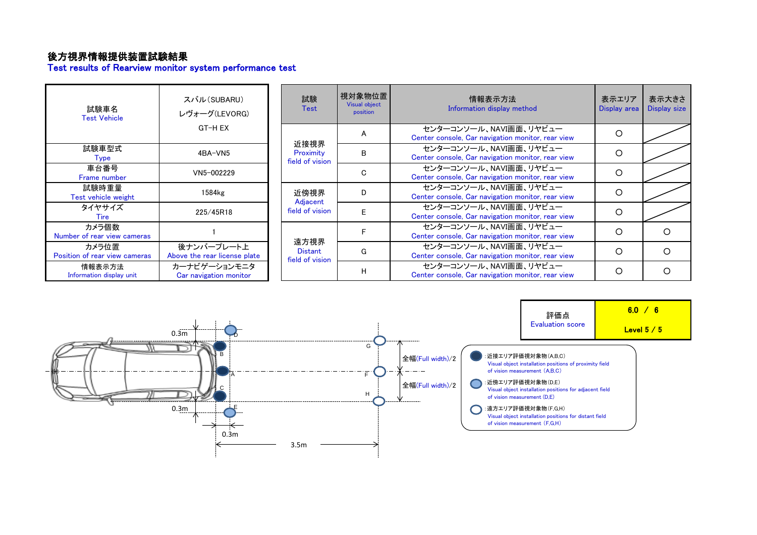# 後方視界情報提供装置試験結果
## Test results of Rearview monitor system performance test

| | |
|---|---|
| 試験車名 Test Vehicle | スバル（SUBARU） レヴォーグ(LEVORG) GT-H EX |
| 試験車型式 Type | 4BA-VN5 |
| 車台番号 Frame number | VN5-002229 |
| 試験時重量 Test vehicle weight | 1584kg |
| タイヤサイズ Tire | 225/45R18 |
| カメラ個数 Number of rear view cameras | 1 |
| カメラ位置 Position of rear view cameras | 後ナンバープレート上 Above the rear license plate |
| 情報表示方法 Information display unit | カーナビゲーションモニタ Car navigation monitor |

| 試験 Test | 視対象物位置 Visual object position | 情報表示方法 Information display method | 表示エリア Display area | 表示大きさ Display size |
|---|---|---|---|---|
| 近接視界 Proximity field of vision | A | センターコンソール、NAVI画面、リヤビュー Center console, Car navigation monitor, rear view | ○ | |
| | B | センターコンソール、NAVI画面、リヤビュー Center console, Car navigation monitor, rear view | ○ | |
| | C | センターコンソール、NAVI画面、リヤビュー Center console, Car navigation monitor, rear view | ○ | |
| 近傍視界 Adjacent field of vision | D | センターコンソール、NAVI画面、リヤビュー Center console, Car navigation monitor, rear view | ○ | |
| | E | センターコンソール、NAVI画面、リヤビュー Center console, Car navigation monitor, rear view | ○ | |
| 遠方視界 Distant field of vision | F | センターコンソール、NAVI画面、リヤビュー Center console, Car navigation monitor, rear view | ○ | ○ |
| | G | センターコンソール、NAVI画面、リヤビュー Center console, Car navigation monitor, rear view | ○ | ○ |
| | H | センターコンソール、NAVI画面、リヤビュー Center console, Car navigation monitor, rear view | ○ | ○ |

| 評価点 Evaluation score | 6.0 / 6 Level 5 / 5 |
|---|---|

0.3m　0.3m　0.3m　3.5m　全幅(Full width)/2　全幅(Full width)/2

- ●：近接エリア評価視対象物(A,B,C) Visual object installation positions of proximity field of vision measurement（A,B,C）
- ●：近傍エリア評価視対象物(D,E) Visual object installation positions for adjacent field of vision measurement (D,E)
- ○：遠方エリア評価視対象物(F,G,H) Visual object installation positions for distant field of vision measurement（F,G,H）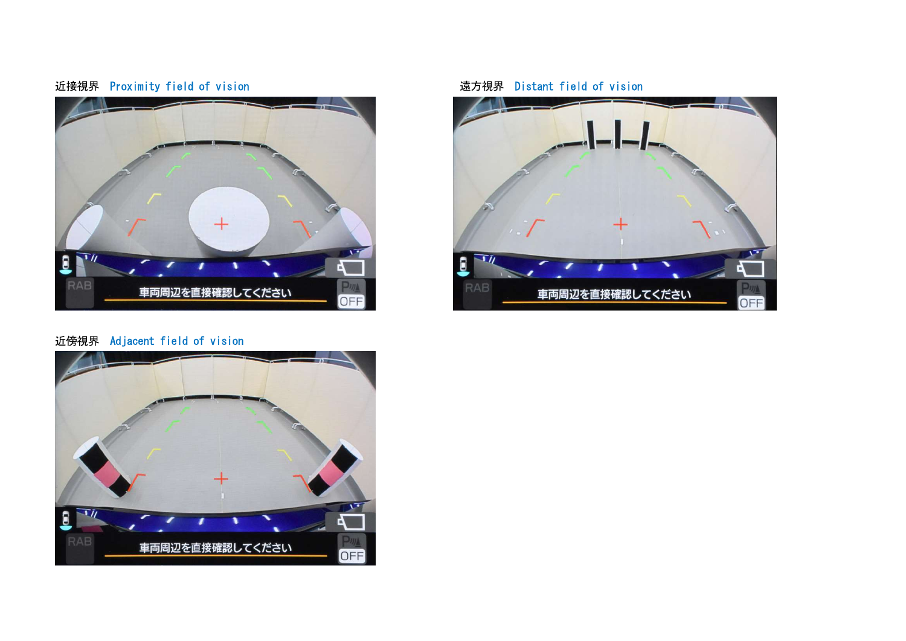近接視界　Proximity field of vision

車両周辺を直接確認してください

遠方視界　Distant field of vision

車両周辺を直接確認してください

近傍視界　Adjacent field of vision

車両周辺を直接確認してください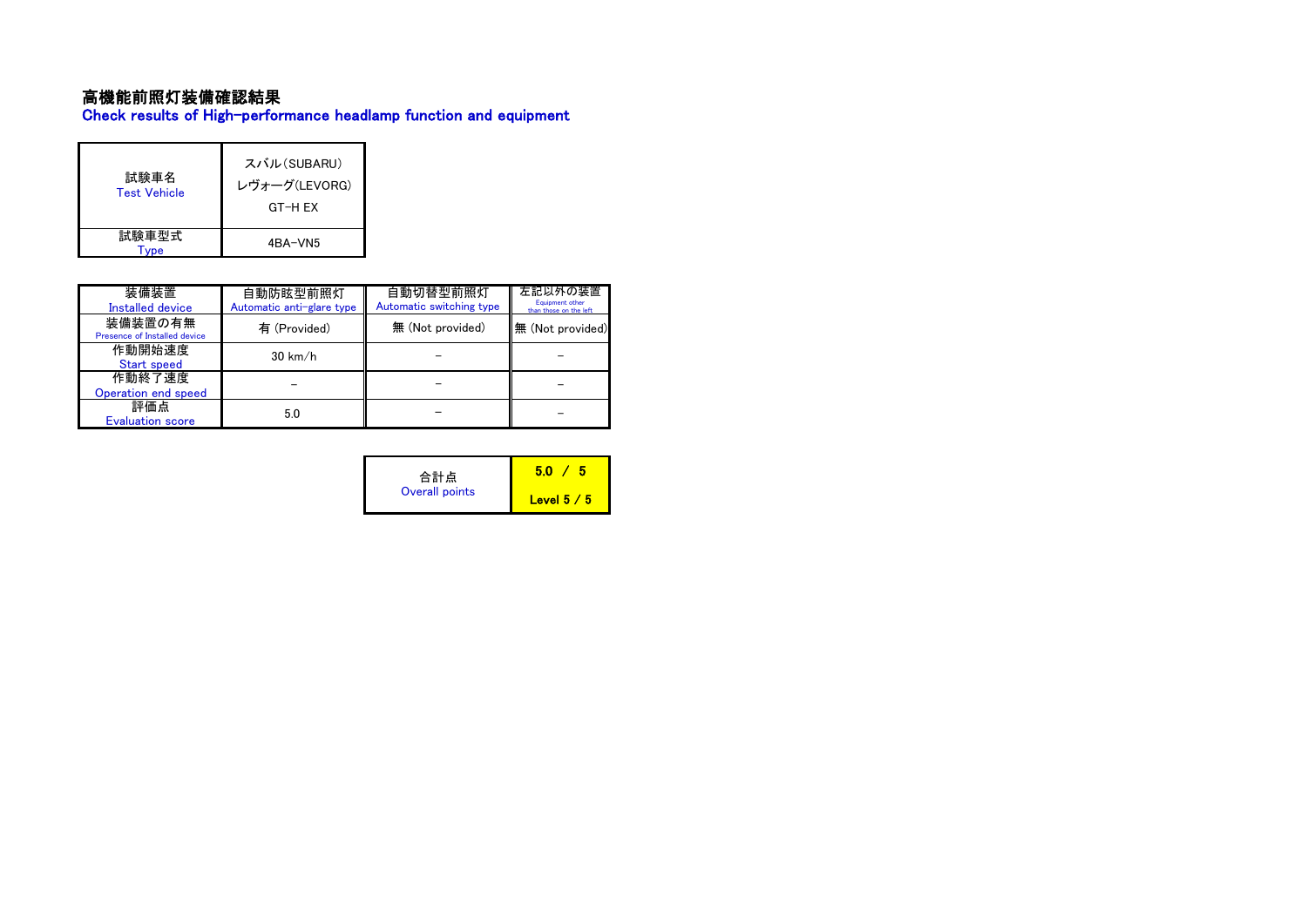# 高機能前照灯装備確認結果
## Check results of High-performance headlamp function and equipment

| 試験車名<br>Test Vehicle | スバル（SUBARU）<br>レヴォーグ（LEVORG）<br>GT-H EX |
|---|---|
| 試験車型式<br>Type | 4BA-VN5 |

| 装備装置<br>Installed device | 自動防眩型前照灯<br>Automatic anti-glare type | 自動切替型前照灯<br>Automatic switching type | 左記以外の装置<br>Equipment other than those on the left |
|---|---|---|---|
| 装備装置の有無<br>Presence of Installed device | 有 (Provided) | 無 (Not provided) | 無 (Not provided) |
| 作動開始速度<br>Start speed | 30 km/h | – | – |
| 作動終了速度<br>Operation end speed | – | – | – |
| 評価点<br>Evaluation score | 5.0 | – | – |

| 合計点<br>Overall points | **5.0 / 5**<br>**Level 5 / 5** |
|---|---|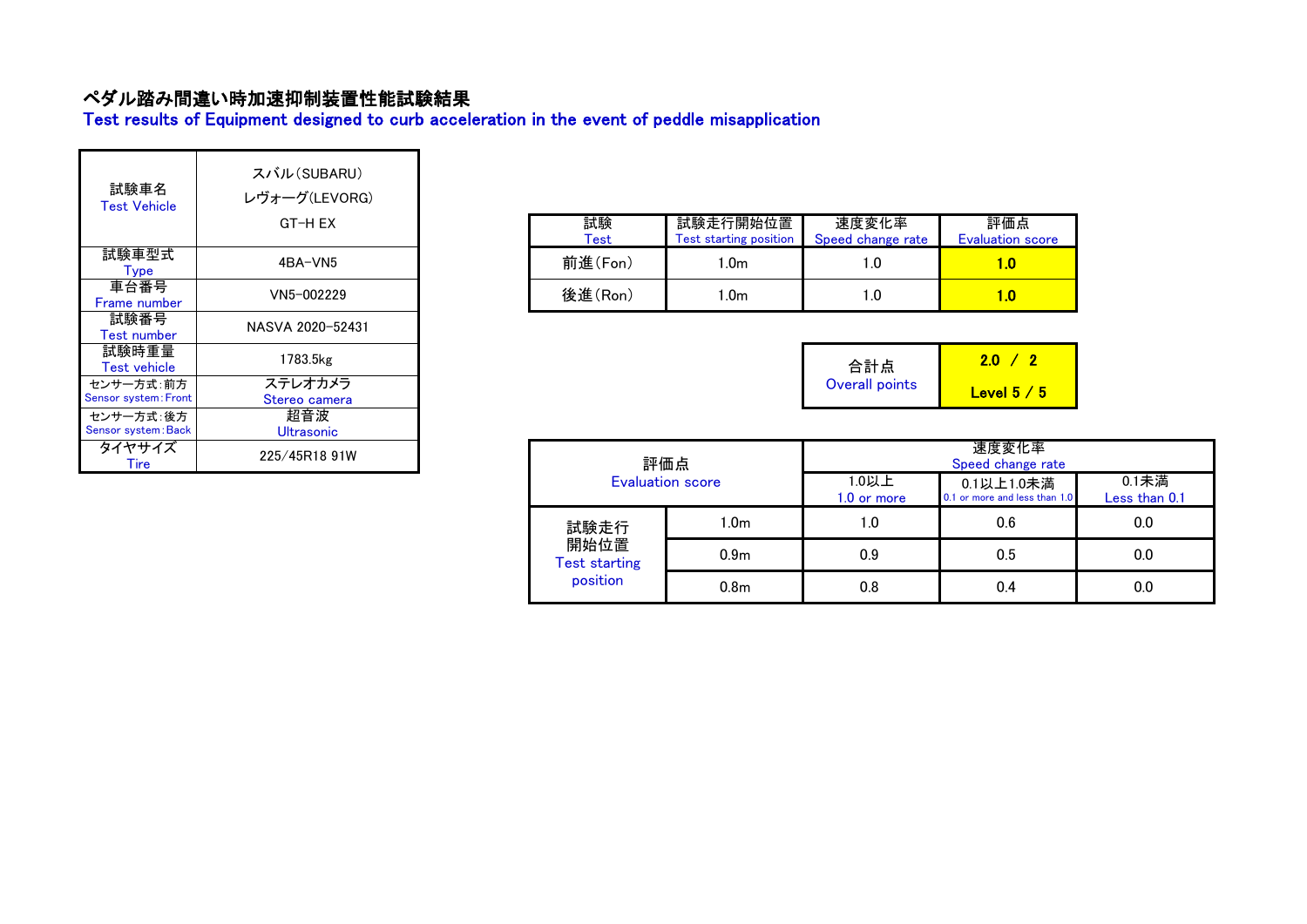# ペダル踏み間違い時加速抑制装置性能試験結果

## Test results of Equipment designed to curb acceleration in the event of peddle misapplication

| 試験車名 Test Vehicle | スバル(SUBARU) レヴォーグ(LEVORG) GT-H EX |
|---|---|
| 試験車型式 Type | 4BA-VN5 |
| 車台番号 Frame number | VN5-002229 |
| 試験番号 Test number | NASVA 2020-52431 |
| 試験時重量 Test vehicle | 1783.5kg |
| センサー方式:前方 Sensor system:Front | ステレオカメラ Stereo camera |
| センサー方式:後方 Sensor system:Back | 超音波 Ultrasonic |
| タイヤサイズ Tire | 225/45R18 91W |

| 試験 Test | 試験走行開始位置 Test starting position | 速度変化率 Speed change rate | 評価点 Evaluation score |
|---|---|---|---|
| 前進(Fon) | 1.0m | 1.0 | **1.0** |
| 後進(Ron) | 1.0m | 1.0 | **1.0** |

| 合計点 Overall points | **2.0 / 2** **Level 5 / 5** |
|---|---|

| 評価点 Evaluation score | | 速度変化率 Speed change rate | | |
|---|---|---|---|---|
| | | 1.0以上 1.0 or more | 0.1以上1.0未満 0.1 or more and less than 1.0 | 0.1未満 Less than 0.1 |
| 試験走行開始位置 Test starting position | 1.0m | 1.0 | 0.6 | 0.0 |
| | 0.9m | 0.9 | 0.5 | 0.0 |
| | 0.8m | 0.8 | 0.4 | 0.0 |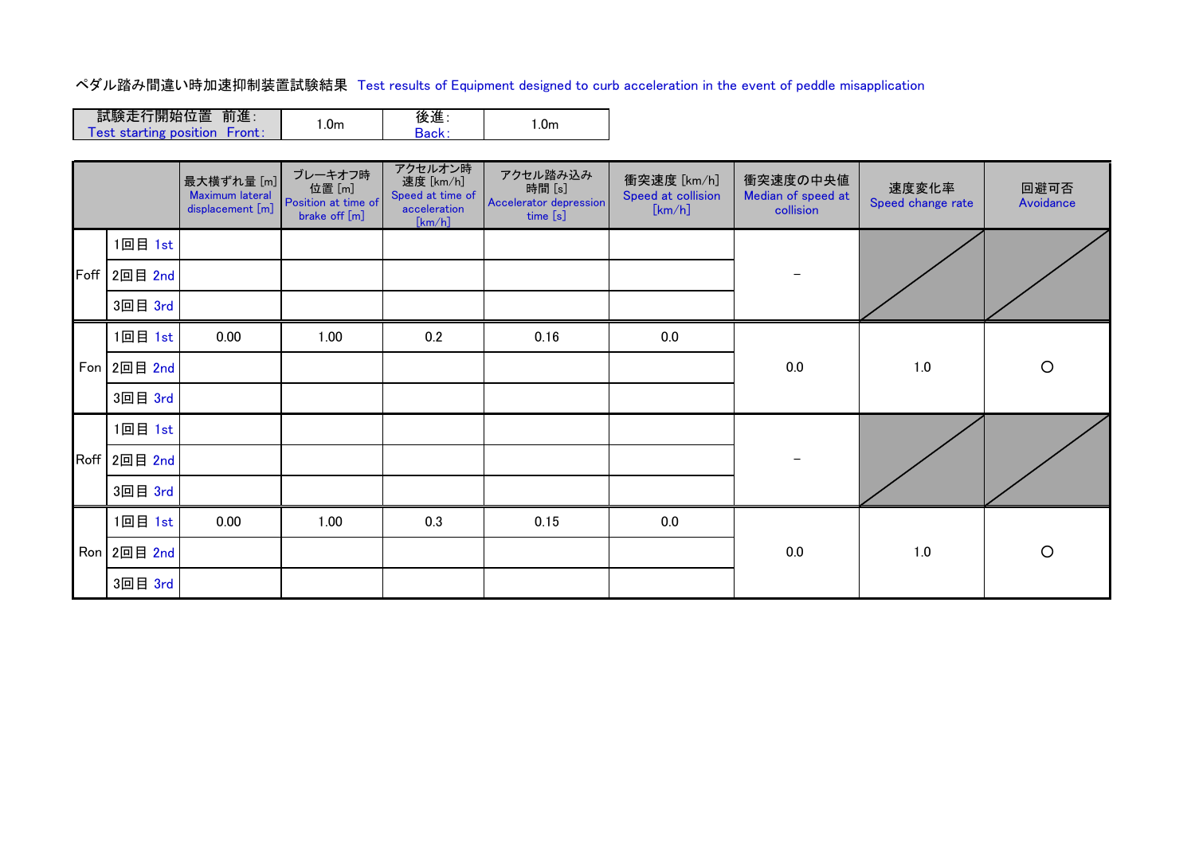ペダル踏み間違い時加速抑制装置試験結果 Test results of Equipment designed to curb acceleration in the event of peddle misapplication

| 試験走行開始位置　前進：<br>Test starting position　Front： | 1.0m | 後進：<br>Back： | 1.0m |
|---|---|---|---|

| | | 最大横ずれ量 [m]<br>Maximum lateral displacement [m] | ブレーキオフ時位置 [m]<br>Position at time of brake off [m] | アクセルオン時速度 [km/h]<br>Speed at time of acceleration [km/h] | アクセル踏み込み時間 [s]<br>Accelerator depression time [s] | 衝突速度 [km/h]<br>Speed at collision [km/h] | 衝突速度の中央値<br>Median of speed at collision | 速度変化率<br>Speed change rate | 回避可否<br>Avoidance |
|---|---|---|---|---|---|---|---|---|---|
| Foff | 1回目 1st | | | | | | － | | |
| | 2回目 2nd | | | | | | | | |
| | 3回目 3rd | | | | | | | | |
| Fon | 1回目 1st | 0.00 | 1.00 | 0.2 | 0.16 | 0.0 | 0.0 | 1.0 | ○ |
| | 2回目 2nd | | | | | | | | |
| | 3回目 3rd | | | | | | | | |
| Roff | 1回目 1st | | | | | | － | | |
| | 2回目 2nd | | | | | | | | |
| | 3回目 3rd | | | | | | | | |
| Ron | 1回目 1st | 0.00 | 1.00 | 0.3 | 0.15 | 0.0 | 0.0 | 1.0 | ○ |
| | 2回目 2nd | | | | | | | | |
| | 3回目 3rd | | | | | | | | |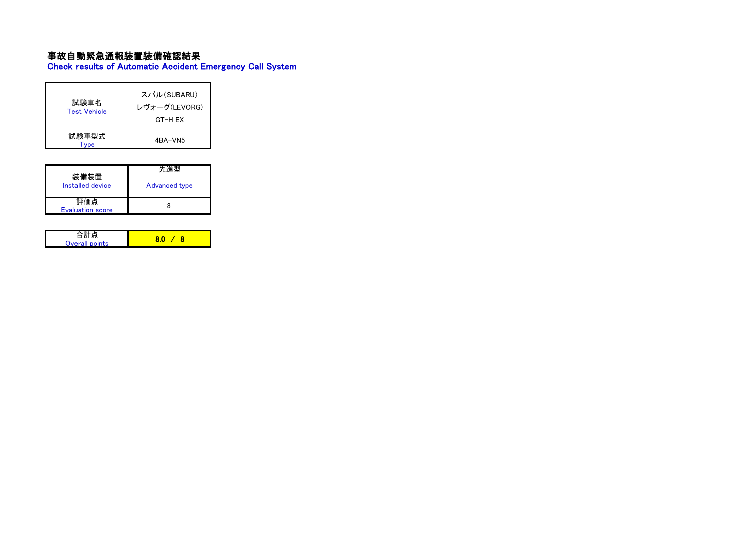# 事故自動緊急通報装置装備確認結果
## Check results of Automatic Accident Emergency Call System

| | |
|---|---|
| 試験車名<br>Test Vehicle | スバル（SUBARU）<br>レヴォーグ（LEVORG）<br>GT−H EX |
| 試験車型式<br>Type | 4BA−VN5 |

| | |
|---|---|
| 装備装置<br>Installed device | 先進型<br>Advanced type |
| 評価点<br>Evaluation score | 8 |

| | |
|---|---|
| 合計点<br>Overall points | **8.0 / 8** |